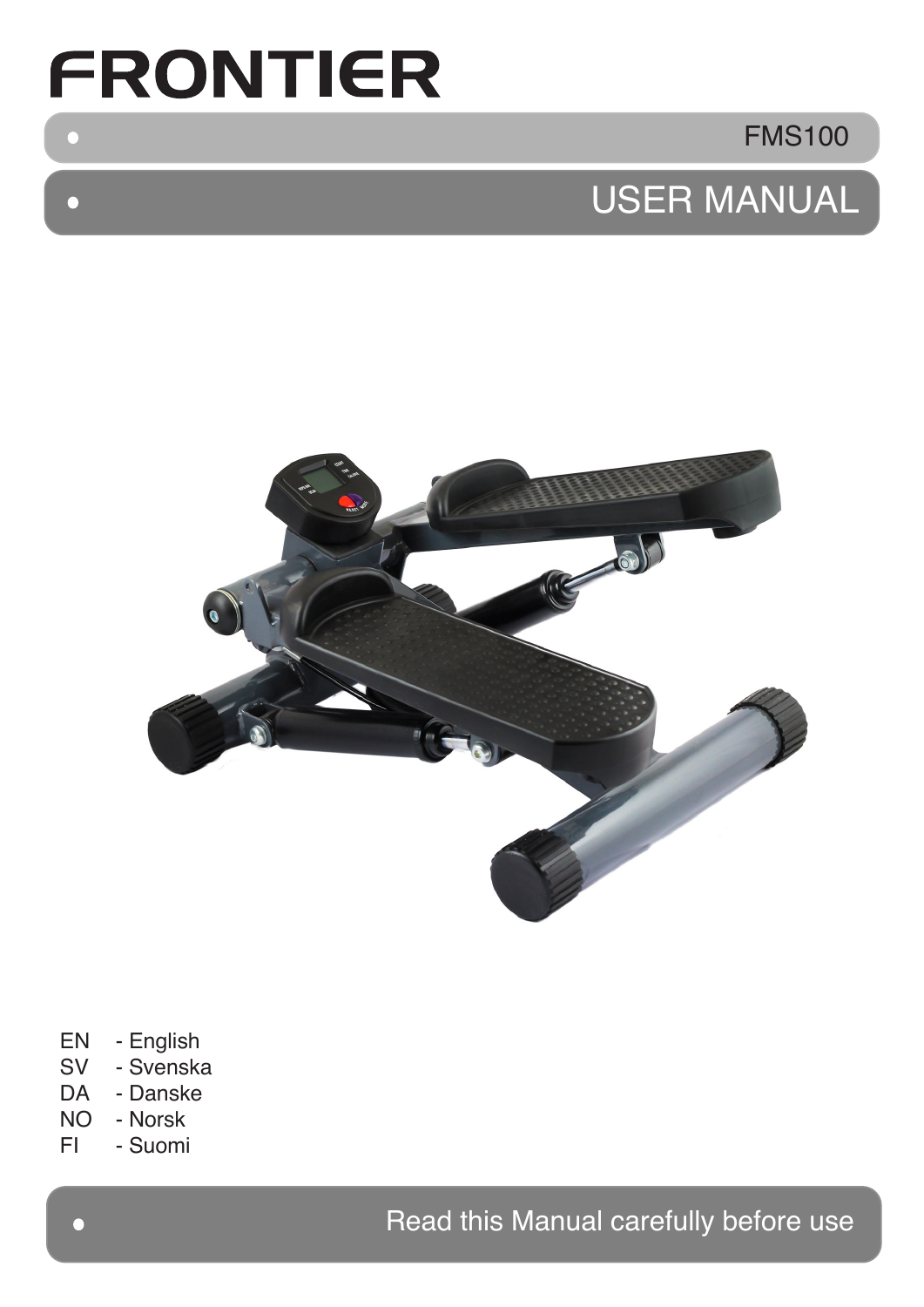# FRONTIER

FMS100

## USER MANUAL

EN - English
SV - Svenska
DA - Danske
NO - Norsk
FI - Suomi

Read this Manual carefully before use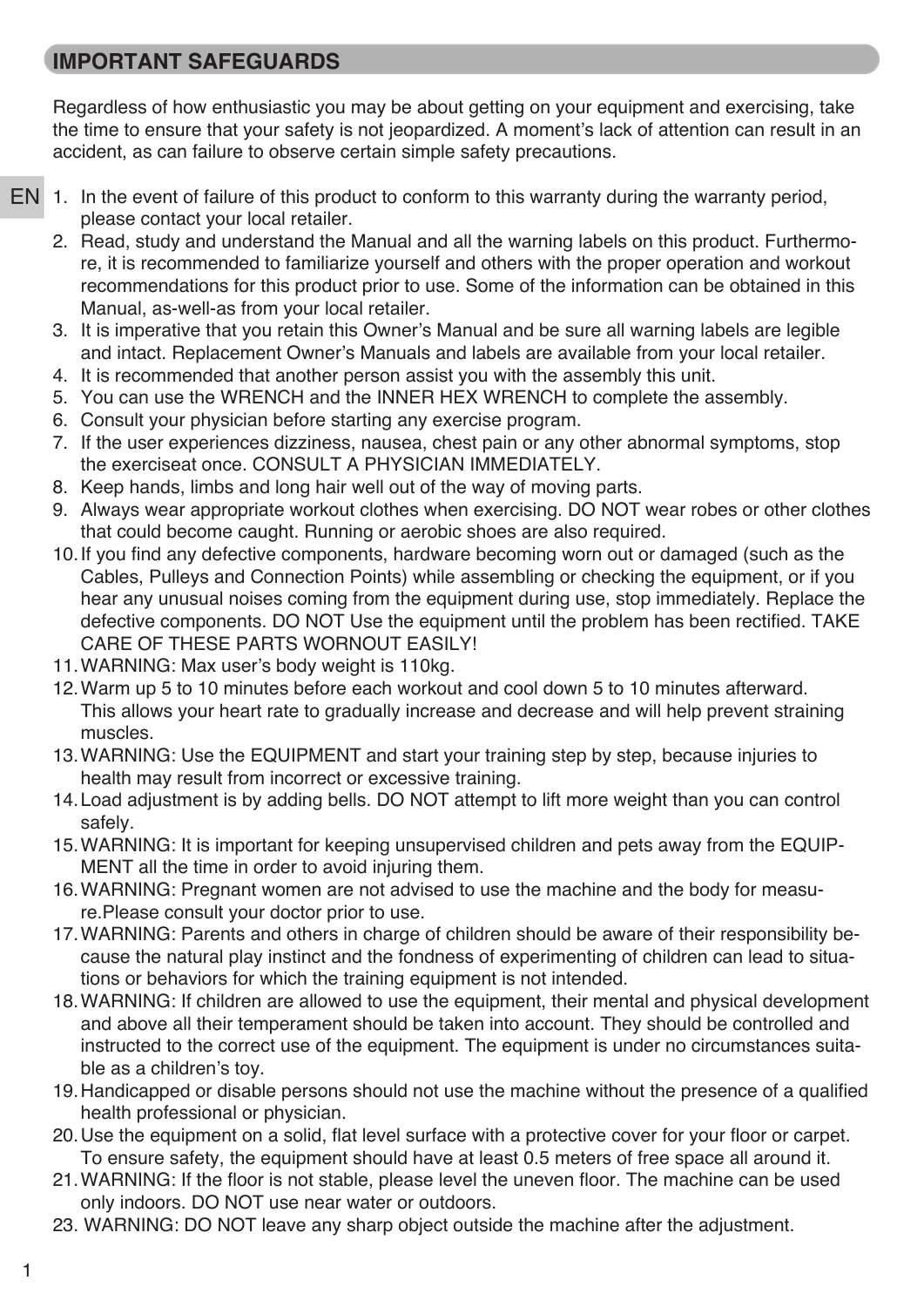## IMPORTANT SAFEGUARDS

Regardless of how enthusiastic you may be about getting on your equipment and exercising, take the time to ensure that your safety is not jeopardized. A moment's lack of attention can result in an accident, as can failure to observe certain simple safety precautions.

EN

1. In the event of failure of this product to conform to this warranty during the warranty period, please contact your local retailer.
2. Read, study and understand the Manual and all the warning labels on this product. Furthermore, it is recommended to familiarize yourself and others with the proper operation and workout recommendations for this product prior to use. Some of the information can be obtained in this Manual, as-well-as from your local retailer.
3. It is imperative that you retain this Owner's Manual and be sure all warning labels are legible and intact. Replacement Owner's Manuals and labels are available from your local retailer.
4. It is recommended that another person assist you with the assembly this unit.
5. You can use the WRENCH and the INNER HEX WRENCH to complete the assembly.
6. Consult your physician before starting any exercise program.
7. If the user experiences dizziness, nausea, chest pain or any other abnormal symptoms, stop the exerciseat once. CONSULT A PHYSICIAN IMMEDIATELY.
8. Keep hands, limbs and long hair well out of the way of moving parts.
9. Always wear appropriate workout clothes when exercising. DO NOT wear robes or other clothes that could become caught. Running or aerobic shoes are also required.
10. If you find any defective components, hardware becoming worn out or damaged (such as the Cables, Pulleys and Connection Points) while assembling or checking the equipment, or if you hear any unusual noises coming from the equipment during use, stop immediately. Replace the defective components. DO NOT Use the equipment until the problem has been rectified. TAKE CARE OF THESE PARTS WORNOUT EASILY!
11. WARNING: Max user's body weight is 110kg.
12. Warm up 5 to 10 minutes before each workout and cool down 5 to 10 minutes afterward. This allows your heart rate to gradually increase and decrease and will help prevent straining muscles.
13. WARNING: Use the EQUIPMENT and start your training step by step, because injuries to health may result from incorrect or excessive training.
14. Load adjustment is by adding bells. DO NOT attempt to lift more weight than you can control safely.
15. WARNING: It is important for keeping unsupervised children and pets away from the EQUIPMENT all the time in order to avoid injuring them.
16. WARNING: Pregnant women are not advised to use the machine and the body for measure.Please consult your doctor prior to use.
17. WARNING: Parents and others in charge of children should be aware of their responsibility because the natural play instinct and the fondness of experimenting of children can lead to situations or behaviors for which the training equipment is not intended.
18. WARNING: If children are allowed to use the equipment, their mental and physical development and above all their temperament should be taken into account. They should be controlled and instructed to the correct use of the equipment. The equipment is under no circumstances suitable as a children's toy.
19. Handicapped or disable persons should not use the machine without the presence of a qualified health professional or physician.
20. Use the equipment on a solid, flat level surface with a protective cover for your floor or carpet. To ensure safety, the equipment should have at least 0.5 meters of free space all around it.
21. WARNING: If the floor is not stable, please level the uneven floor. The machine can be used only indoors. DO NOT use near water or outdoors.

23. WARNING: DO NOT leave any sharp object outside the machine after the adjustment.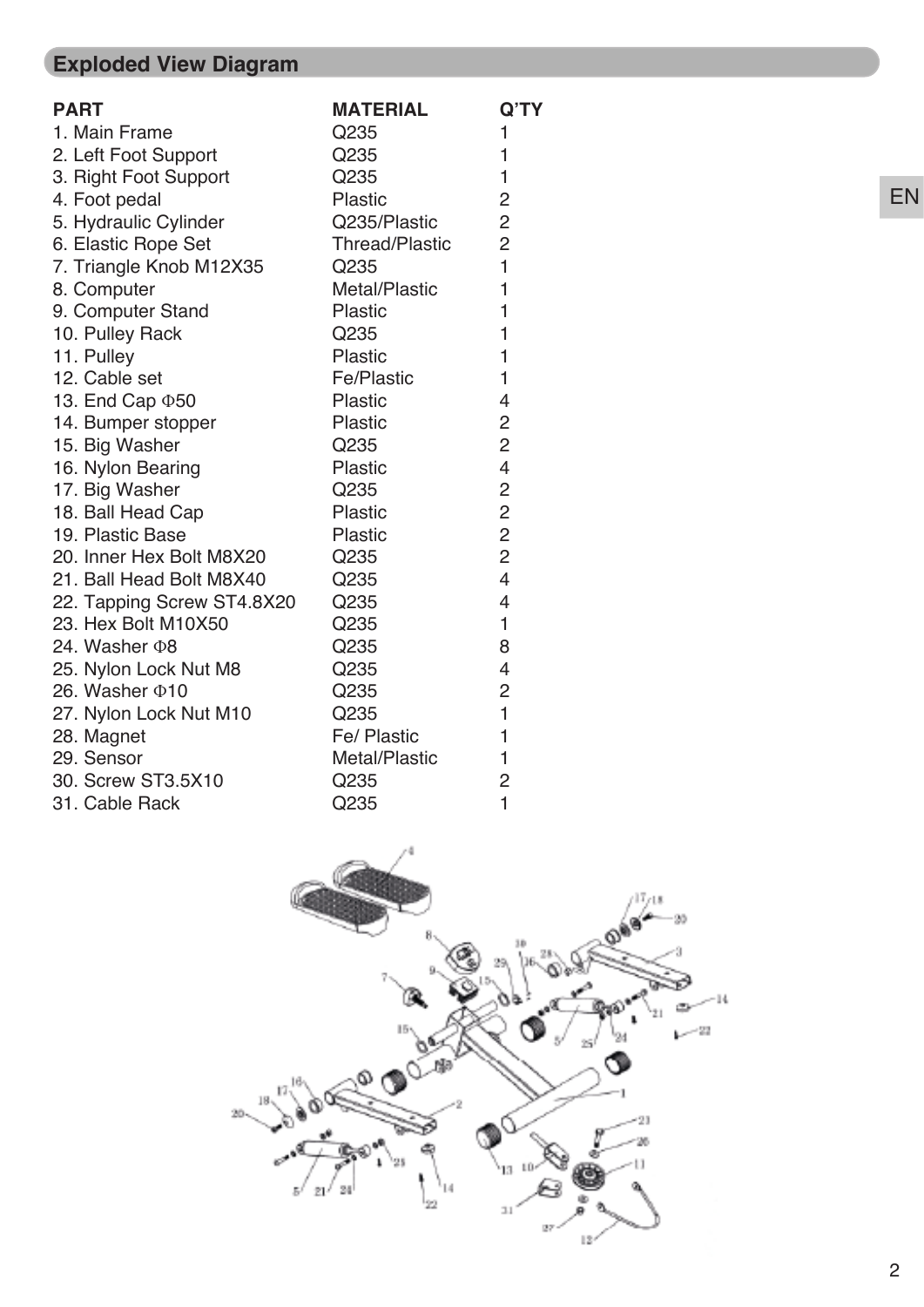## Exploded View Diagram

| PART | MATERIAL | Q'TY |
|---|---|---|
| 1. Main Frame | Q235 | 1 |
| 2. Left Foot Support | Q235 | 1 |
| 3. Right Foot Support | Q235 | 1 |
| 4. Foot pedal | Plastic | 2 |
| 5. Hydraulic Cylinder | Q235/Plastic | 2 |
| 6. Elastic Rope Set | Thread/Plastic | 2 |
| 7. Triangle Knob M12X35 | Q235 | 1 |
| 8. Computer | Metal/Plastic | 1 |
| 9. Computer Stand | Plastic | 1 |
| 10. Pulley Rack | Q235 | 1 |
| 11. Pulley | Plastic | 1 |
| 12. Cable set | Fe/Plastic | 1 |
| 13. End Cap Φ50 | Plastic | 4 |
| 14. Bumper stopper | Plastic | 2 |
| 15. Big Washer | Q235 | 2 |
| 16. Nylon Bearing | Plastic | 4 |
| 17. Big Washer | Q235 | 2 |
| 18. Ball Head Cap | Plastic | 2 |
| 19. Plastic Base | Plastic | 2 |
| 20. Inner Hex Bolt M8X20 | Q235 | 2 |
| 21. Ball Head Bolt M8X40 | Q235 | 4 |
| 22. Tapping Screw ST4.8X20 | Q235 | 4 |
| 23. Hex Bolt M10X50 | Q235 | 1 |
| 24. Washer Φ8 | Q235 | 8 |
| 25. Nylon Lock Nut M8 | Q235 | 4 |
| 26. Washer Φ10 | Q235 | 2 |
| 27. Nylon Lock Nut M10 | Q235 | 1 |
| 28. Magnet | Fe/ Plastic | 1 |
| 29. Sensor | Metal/Plastic | 1 |
| 30. Screw ST3.5X10 | Q235 | 2 |
| 31. Cable Rack | Q235 | 1 |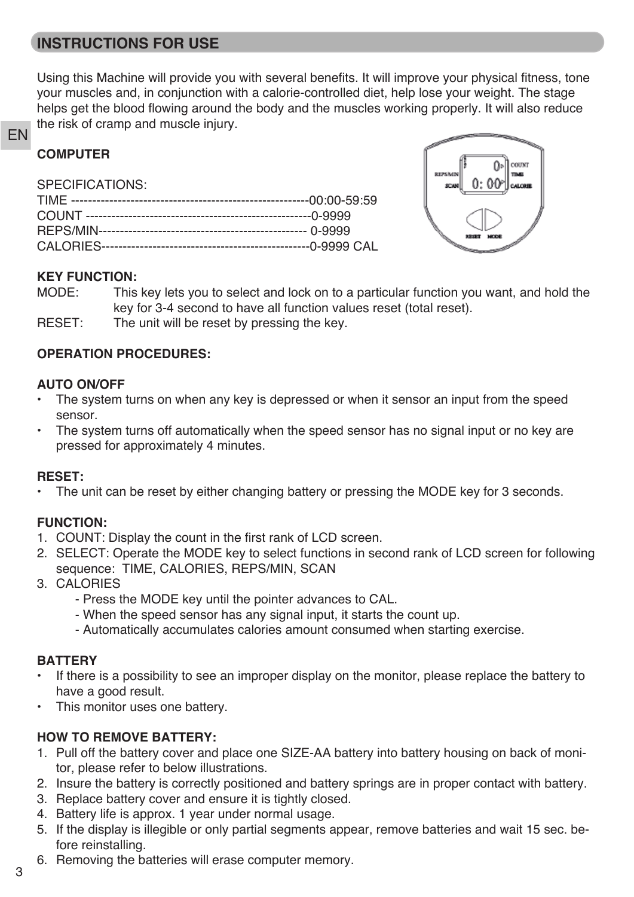## INSTRUCTIONS FOR USE

Using this Machine will provide you with several benefits. It will improve your physical fitness, tone your muscles and, in conjunction with a calorie-controlled diet, help lose your weight. The stage helps get the blood flowing around the body and the muscles working properly. It will also reduce the risk of cramp and muscle injury.

### COMPUTER

SPECIFICATIONS:
TIME --------------------------------------------------------00:00-59:59
COUNT -----------------------------------------------------0-9999
REPS/MIN------------------------------------------------- 0-9999
CALORIES-------------------------------------------------0-9999 CAL

**KEY FUNCTION:**

MODE: This key lets you to select and lock on to a particular function you want, and hold the key for 3-4 second to have all function values reset (total reset).

RESET: The unit will be reset by pressing the key.

**OPERATION PROCEDURES:**

**AUTO ON/OFF**

- The system turns on when any key is depressed or when it sensor an input from the speed sensor.
- The system turns off automatically when the speed sensor has no signal input or no key are pressed for approximately 4 minutes.

**RESET:**

- The unit can be reset by either changing battery or pressing the MODE key for 3 seconds.

**FUNCTION:**

1. COUNT: Display the count in the first rank of LCD screen.
2. SELECT: Operate the MODE key to select functions in second rank of LCD screen for following sequence: TIME, CALORIES, REPS/MIN, SCAN
3. CALORIES
   - Press the MODE key until the pointer advances to CAL.
   - When the speed sensor has any signal input, it starts the count up.
   - Automatically accumulates calories amount consumed when starting exercise.

**BATTERY**

- If there is a possibility to see an improper display on the monitor, please replace the battery to have a good result.
- This monitor uses one battery.

**HOW TO REMOVE BATTERY:**

1. Pull off the battery cover and place one SIZE-AA battery into battery housing on back of monitor, please refer to below illustrations.
2. Insure the battery is correctly positioned and battery springs are in proper contact with battery.
3. Replace battery cover and ensure it is tightly closed.
4. Battery life is approx. 1 year under normal usage.
5. If the display is illegible or only partial segments appear, remove batteries and wait 15 sec. before reinstalling.
6. Removing the batteries will erase computer memory.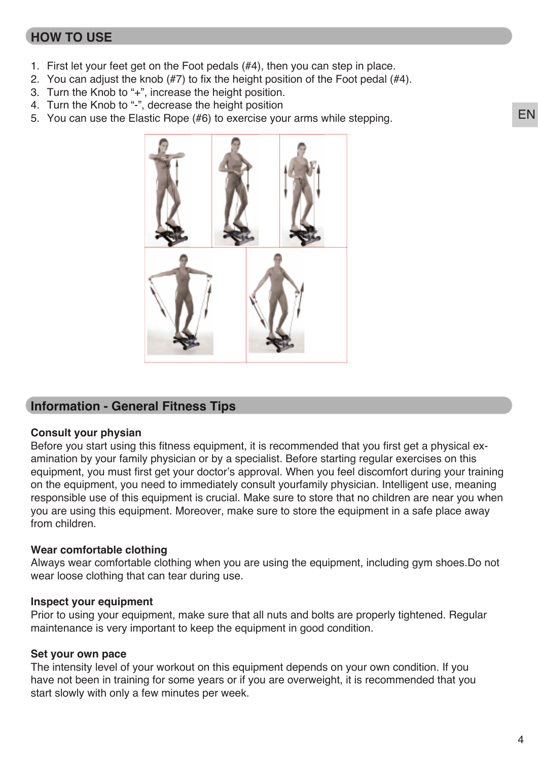## HOW TO USE

1. First let your feet get on the Foot pedals (#4), then you can step in place.
2. You can adjust the knob (#7) to fix the height position of the Foot pedal (#4).
3. Turn the Knob to "+", increase the height position.
4. Turn the Knob to "-", decrease the height position
5. You can use the Elastic Rope (#6) to exercise your arms while stepping.

## Information - General Fitness Tips

**Consult your physian**
Before you start using this fitness equipment, it is recommended that you first get a physical examination by your family physician or by a specialist. Before starting regular exercises on this equipment, you must first get your doctor's approval. When you feel discomfort during your training on the equipment, you need to immediately consult yourfamily physician. Intelligent use, meaning responsible use of this equipment is crucial. Make sure to store that no children are near you when you are using this equipment. Moreover, make sure to store the equipment in a safe place away from children.

**Wear comfortable clothing**
Always wear comfortable clothing when you are using the equipment, including gym shoes.Do not wear loose clothing that can tear during use.

**Inspect your equipment**
Prior to using your equipment, make sure that all nuts and bolts are properly tightened. Regular maintenance is very important to keep the equipment in good condition.

**Set your own pace**
The intensity level of your workout on this equipment depends on your own condition. If you have not been in training for some years or if you are overweight, it is recommended that you start slowly with only a few minutes per week.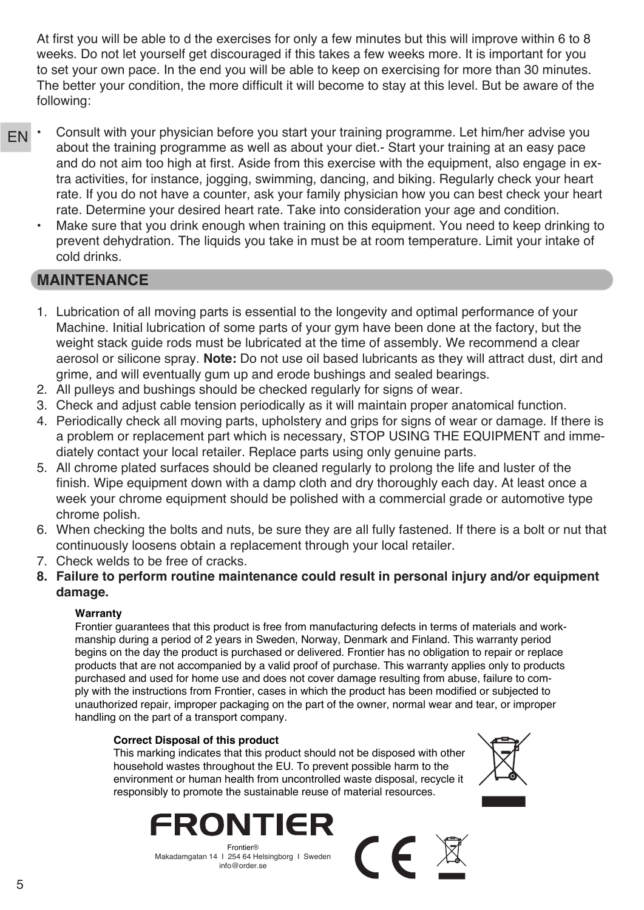At first you will be able to d the exercises for only a few minutes but this will improve within 6 to 8 weeks. Do not let yourself get discouraged if this takes a few weeks more. It is important for you to set your own pace. In the end you will be able to keep on exercising for more than 30 minutes. The better your condition, the more difficult it will become to stay at this level. But be aware of the following:

- Consult with your physician before you start your training programme. Let him/her advise you about the training programme as well as about your diet.- Start your training at an easy pace and do not aim too high at first. Aside from this exercise with the equipment, also engage in extra activities, for instance, jogging, swimming, dancing, and biking. Regularly check your heart rate. If you do not have a counter, ask your family physician how you can best check your heart rate. Determine your desired heart rate. Take into consideration your age and condition.
- Make sure that you drink enough when training on this equipment. You need to keep drinking to prevent dehydration. The liquids you take in must be at room temperature. Limit your intake of cold drinks.

## MAINTENANCE

1. Lubrication of all moving parts is essential to the longevity and optimal performance of your Machine. Initial lubrication of some parts of your gym have been done at the factory, but the weight stack guide rods must be lubricated at the time of assembly. We recommend a clear aerosol or silicone spray. **Note:** Do not use oil based lubricants as they will attract dust, dirt and grime, and will eventually gum up and erode bushings and sealed bearings.
2. All pulleys and bushings should be checked regularly for signs of wear.
3. Check and adjust cable tension periodically as it will maintain proper anatomical function.
4. Periodically check all moving parts, upholstery and grips for signs of wear or damage. If there is a problem or replacement part which is necessary, STOP USING THE EQUIPMENT and immediately contact your local retailer. Replace parts using only genuine parts.
5. All chrome plated surfaces should be cleaned regularly to prolong the life and luster of the finish. Wipe equipment down with a damp cloth and dry thoroughly each day. At least once a week your chrome equipment should be polished with a commercial grade or automotive type chrome polish.
6. When checking the bolts and nuts, be sure they are all fully fastened. If there is a bolt or nut that continuously loosens obtain a replacement through your local retailer.
7. Check welds to be free of cracks.
8. **Failure to perform routine maintenance could result in personal injury and/or equipment damage.**

**Warranty**

Frontier guarantees that this product is free from manufacturing defects in terms of materials and workmanship during a period of 2 years in Sweden, Norway, Denmark and Finland. This warranty period begins on the day the product is purchased or delivered. Frontier has no obligation to repair or replace products that are not accompanied by a valid proof of purchase. This warranty applies only to products purchased and used for home use and does not cover damage resulting from abuse, failure to comply with the instructions from Frontier, cases in which the product has been modified or subjected to unauthorized repair, improper packaging on the part of the owner, normal wear and tear, or improper handling on the part of a transport company.

**Correct Disposal of this product**

This marking indicates that this product should not be disposed with other household wastes throughout the EU. To prevent possible harm to the environment or human health from uncontrolled waste disposal, recycle it responsibly to promote the sustainable reuse of material resources.

FRONTIER

Frontier®
Makadamgatan 14 I 254 64 Helsingborg I Sweden
info@order.se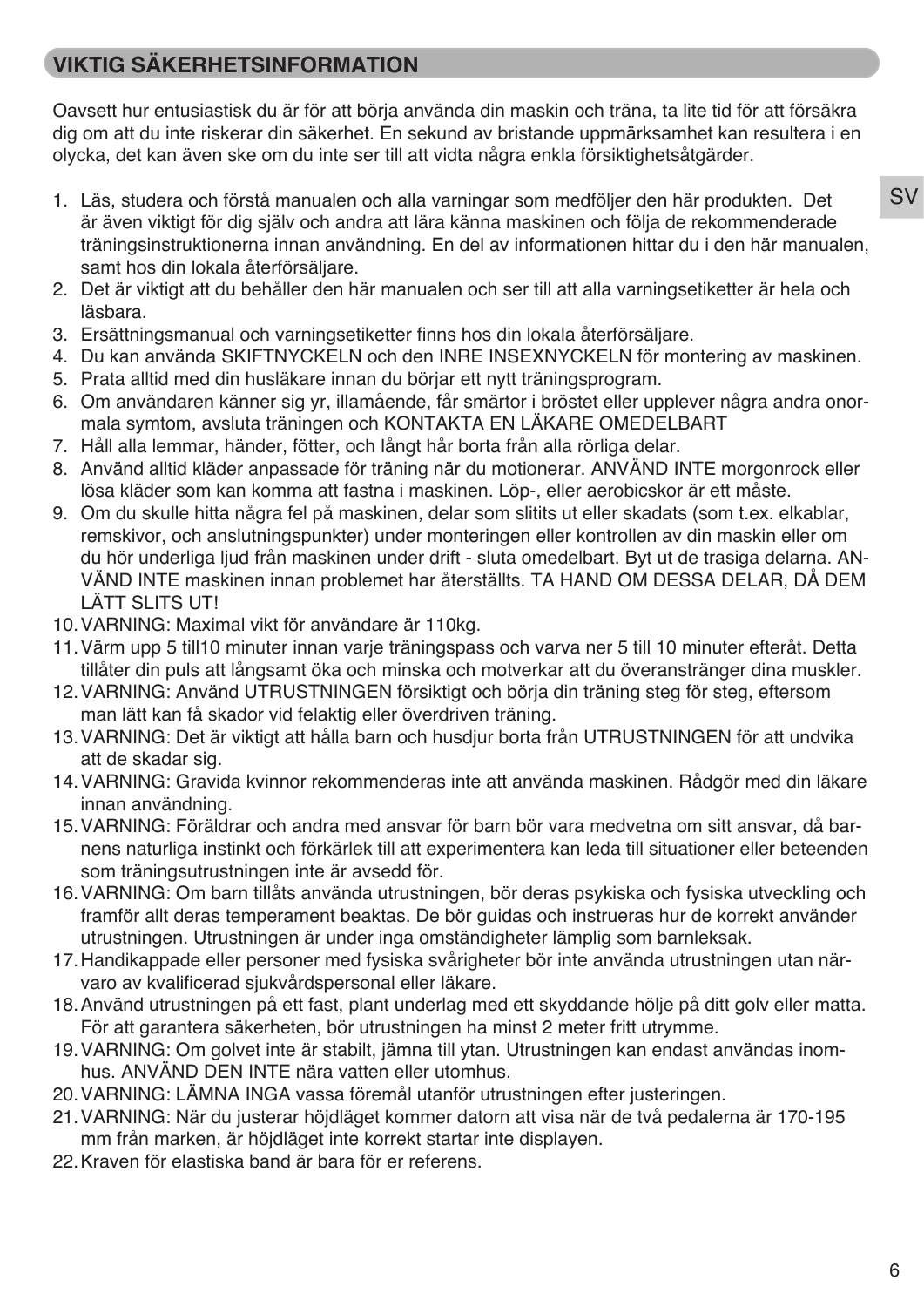## VIKTIG SÄKERHETSINFORMATION

Oavsett hur entusiastisk du är för att börja använda din maskin och träna, ta lite tid för att försäkra dig om att du inte riskerar din säkerhet. En sekund av bristande uppmärksamhet kan resultera i en olycka, det kan även ske om du inte ser till att vidta några enkla försiktighetsåtgärder.

1. Läs, studera och förstå manualen och alla varningar som medföljer den här produkten. Det är även viktigt för dig själv och andra att lära känna maskinen och följa de rekommenderade träningsinstruktionerna innan användning. En del av informationen hittar du i den här manualen, samt hos din lokala återförsäljare.
2. Det är viktigt att du behåller den här manualen och ser till att alla varningsetiketter är hela och läsbara.
3. Ersättningsmanual och varningsetiketter finns hos din lokala återförsäljare.
4. Du kan använda SKIFTNYCKELN och den INRE INSEXNYCKELN för montering av maskinen.
5. Prata alltid med din husläkare innan du börjar ett nytt träningsprogram.
6. Om användaren känner sig yr, illamående, får smärtor i bröstet eller upplever några andra onormala symtom, avsluta träningen och KONTAKTA EN LÄKARE OMEDELBART
7. Håll alla lemmar, händer, fötter, och långt hår borta från alla rörliga delar.
8. Använd alltid kläder anpassade för träning när du motionerar. ANVÄND INTE morgonrock eller lösa kläder som kan komma att fastna i maskinen. Löp-, eller aerobicskor är ett måste.
9. Om du skulle hitta några fel på maskinen, delar som slitits ut eller skadats (som t.ex. elkablar, remskivor, och anslutningspunkter) under monteringen eller kontrollen av din maskin eller om du hör underliga ljud från maskinen under drift - sluta omedelbart. Byt ut de trasiga delarna. ANVÄND INTE maskinen innan problemet har återställts. TA HAND OM DESSA DELAR, DÅ DEM LÄTT SLITS UT!
10. VARNING: Maximal vikt för användare är 110kg.
11. Värm upp 5 till10 minuter innan varje träningspass och varva ner 5 till 10 minuter efteråt. Detta tillåter din puls att långsamt öka och minska och motverkar att du överanstränger dina muskler.
12. VARNING: Använd UTRUSTNINGEN försiktigt och börja din träning steg för steg, eftersom man lätt kan få skador vid felaktig eller överdriven träning.
13. VARNING: Det är viktigt att hålla barn och husdjur borta från UTRUSTNINGEN för att undvika att de skadar sig.
14. VARNING: Gravida kvinnor rekommenderas inte att använda maskinen. Rådgör med din läkare innan användning.
15. VARNING: Föräldrar och andra med ansvar för barn bör vara medvetna om sitt ansvar, då barnens naturliga instinkt och förkärlek till att experimentera kan leda till situationer eller beteenden som träningsutrustningen inte är avsedd för.
16. VARNING: Om barn tillåts använda utrustningen, bör deras psykiska och fysiska utveckling och framför allt deras temperament beaktas. De bör guidas och instrueras hur de korrekt använder utrustningen. Utrustningen är under inga omständigheter lämplig som barnleksak.
17. Handikappade eller personer med fysiska svårigheter bör inte använda utrustningen utan närvaro av kvalificerad sjukvårdspersonal eller läkare.
18. Använd utrustningen på ett fast, plant underlag med ett skyddande hölje på ditt golv eller matta. För att garantera säkerheten, bör utrustningen ha minst 2 meter fritt utrymme.
19. VARNING: Om golvet inte är stabilt, jämna till ytan. Utrustningen kan endast användas inomhus. ANVÄND DEN INTE nära vatten eller utomhus.
20. VARNING: LÄMNA INGA vassa föremål utanför utrustningen efter justeringen.
21. VARNING: När du justerar höjdläget kommer datorn att visa när de två pedalerna är 170-195 mm från marken, är höjdläget inte korrekt startar inte displayen.
22. Kraven för elastiska band är bara för er referens.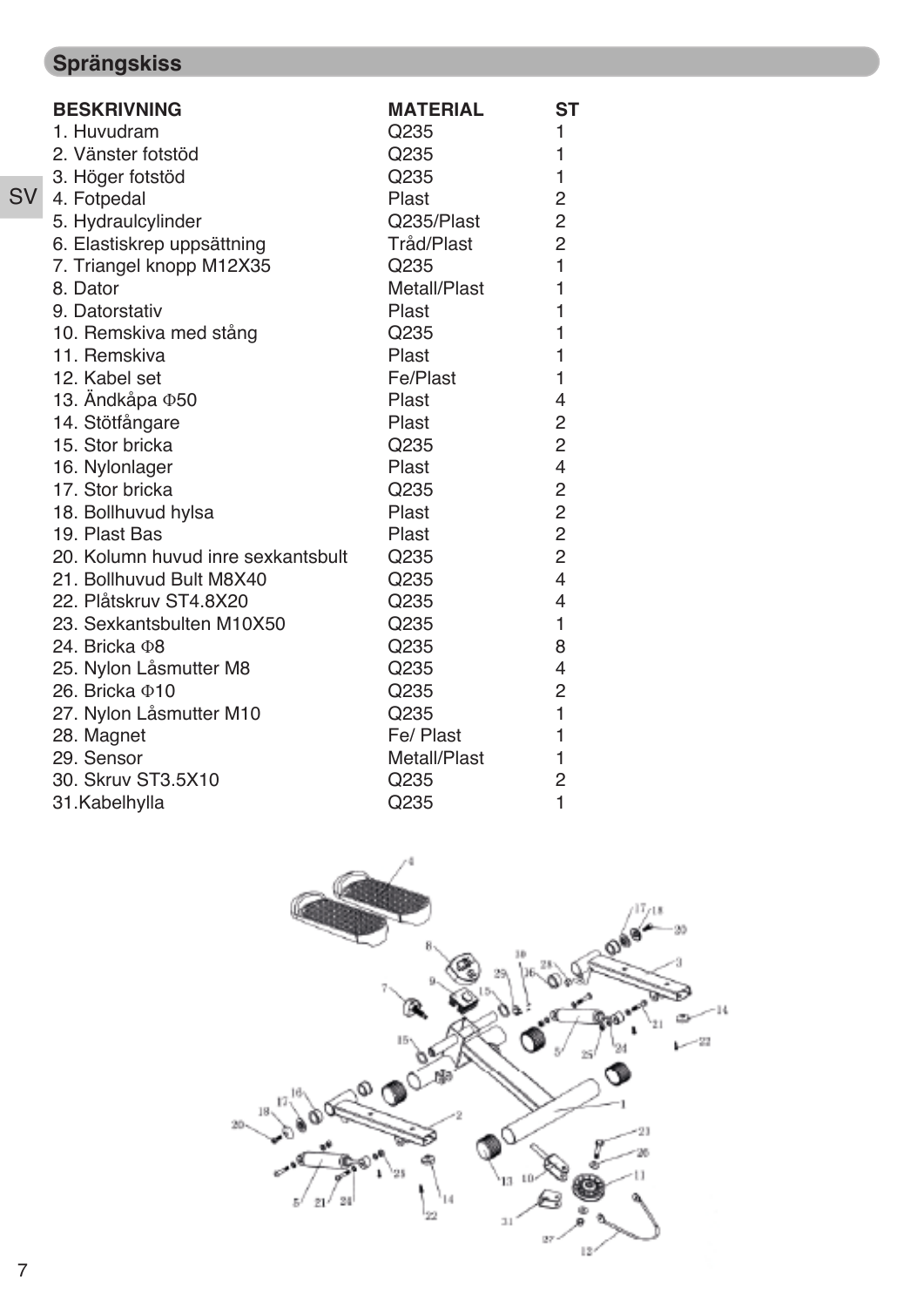## Sprängskiss

| BESKRIVNING | MATERIAL | ST |
|---|---|---|
| 1. Huvudram | Q235 | 1 |
| 2. Vänster fotstöd | Q235 | 1 |
| 3. Höger fotstöd | Q235 | 1 |
| 4. Fotpedal | Plast | 2 |
| 5. Hydraulcylinder | Q235/Plast | 2 |
| 6. Elastiskrep uppsättning | Tråd/Plast | 2 |
| 7. Triangel knopp M12X35 | Q235 | 1 |
| 8. Dator | Metall/Plast | 1 |
| 9. Datorstativ | Plast | 1 |
| 10. Remskiva med stång | Q235 | 1 |
| 11. Remskiva | Plast | 1 |
| 12. Kabel set | Fe/Plast | 1 |
| 13. Ändkåpa Φ50 | Plast | 4 |
| 14. Stötfångare | Plast | 2 |
| 15. Stor bricka | Q235 | 2 |
| 16. Nylonlager | Plast | 4 |
| 17. Stor bricka | Q235 | 2 |
| 18. Bollhuvud hylsa | Plast | 2 |
| 19. Plast Bas | Plast | 2 |
| 20. Kolumn huvud inre sexkantsbult | Q235 | 2 |
| 21. Bollhuvud Bult M8X40 | Q235 | 4 |
| 22. Plåtskruv ST4.8X20 | Q235 | 4 |
| 23. Sexkantsbulten M10X50 | Q235 | 1 |
| 24. Bricka Φ8 | Q235 | 8 |
| 25. Nylon Låsmutter M8 | Q235 | 4 |
| 26. Bricka Φ10 | Q235 | 2 |
| 27. Nylon Låsmutter M10 | Q235 | 1 |
| 28. Magnet | Fe/ Plast | 1 |
| 29. Sensor | Metall/Plast | 1 |
| 30. Skruv ST3.5X10 | Q235 | 2 |
| 31.Kabelhylla | Q235 | 1 |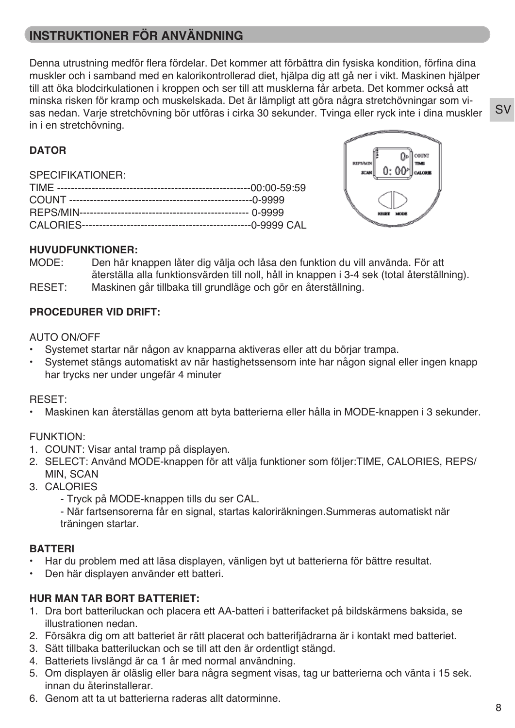## INSTRUKTIONER FÖR ANVÄNDNING

Denna utrustning medför flera fördelar. Det kommer att förbättra din fysiska kondition, förfina dina muskler och i samband med en kalorikontrollerad diet, hjälpa dig att gå ner i vikt. Maskinen hjälper till att öka blodcirkulationen i kroppen och ser till att musklerna får arbeta. Det kommer också att minska risken för kramp och muskelskada. Det är lämpligt att göra några stretchövningar som visas nedan. Varje stretchövning bör utföras i cirka 30 sekunder. Tvinga eller ryck inte i dina muskler in i en stretchövning.

**DATOR**

SPECIFIKATIONER:
TIME -------------------------------------------------------00:00-59:59
COUNT ----------------------------------------------------0-9999
REPS/MIN------------------------------------------------ 0-9999
CALORIES------------------------------------------------0-9999 CAL

**HUVUDFUNKTIONER:**

MODE: Den här knappen låter dig välja och låsa den funktion du vill använda. För att återställa alla funktionsvärden till noll, håll in knappen i 3-4 sek (total återställning).
RESET: Maskinen går tillbaka till grundläge och gör en återställning.

**PROCEDURER VID DRIFT:**

AUTO ON/OFF
- Systemet startar när någon av knapparna aktiveras eller att du börjar trampa.
- Systemet stängs automatiskt av när hastighetssensorn inte har någon signal eller ingen knapp har trycks ner under ungefär 4 minuter

RESET:
- Maskinen kan återställas genom att byta batterierna eller hålla in MODE-knappen i 3 sekunder.

FUNKTION:
1. COUNT: Visar antal tramp på displayen.
2. SELECT: Använd MODE-knappen för att välja funktioner som följer:TIME, CALORIES, REPS/MIN, SCAN
3. CALORIES
   - Tryck på MODE-knappen tills du ser CAL.
   - När fartsensorerna får en signal, startas kaloriräkningen.Summeras automatiskt när träningen startar.

**BATTERI**
- Har du problem med att läsa displayen, vänligen byt ut batterierna för bättre resultat.
- Den här displayen använder ett batteri.

**HUR MAN TAR BORT BATTERIET:**
1. Dra bort batteriluckan och placera ett AA-batteri i batterifacket på bildskärmens baksida, se illustrationen nedan.
2. Försäkra dig om att batteriet är rätt placerat och batterifjädrarna är i kontakt med batteriet.
3. Sätt tillbaka batteriluckan och se till att den är ordentligt stängd.
4. Batteriets livslängd är ca 1 år med normal användning.
5. Om displayen är oläslig eller bara några segment visas, tag ur batterierna och vänta i 15 sek. innan du återinstallerar.
6. Genom att ta ut batterierna raderas allt datorminne.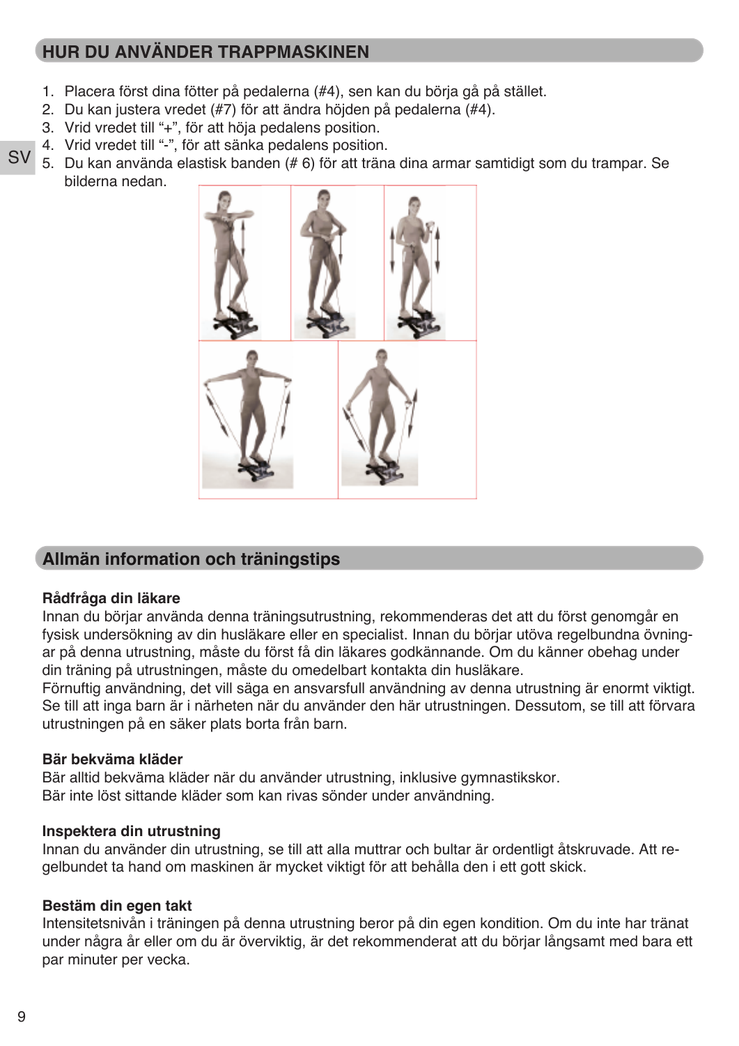## HUR DU ANVÄNDER TRAPPMASKINEN

1. Placera först dina fötter på pedalerna (#4), sen kan du börja gå på stället.
2. Du kan justera vredet (#7) för att ändra höjden på pedalerna (#4).
3. Vrid vredet till "+", för att höja pedalens position.
4. Vrid vredet till "-", för att sänka pedalens position.
5. Du kan använda elastisk banden (# 6) för att träna dina armar samtidigt som du trampar. Se bilderna nedan.

## Allmän information och träningstips

**Rådfråga din läkare**

Innan du börjar använda denna träningsutrustning, rekommenderas det att du först genomgår en fysisk undersökning av din husläkare eller en specialist. Innan du börjar utöva regelbundna övningar på denna utrustning, måste du först få din läkares godkännande. Om du känner obehag under din träning på utrustningen, måste du omedelbart kontakta din husläkare.
Förnuftig användning, det vill säga en ansvarsfull användning av denna utrustning är enormt viktigt. Se till att inga barn är i närheten när du använder den här utrustningen. Dessutom, se till att förvara utrustningen på en säker plats borta från barn.

**Bär bekväma kläder**

Bär alltid bekväma kläder när du använder utrustning, inklusive gymnastikskor.
Bär inte löst sittande kläder som kan rivas sönder under användning.

**Inspektera din utrustning**

Innan du använder din utrustning, se till att alla muttrar och bultar är ordentligt åtskruvade. Att regelbundet ta hand om maskinen är mycket viktigt för att behålla den i ett gott skick.

**Bestäm din egen takt**

Intensitetsnivån i träningen på denna utrustning beror på din egen kondition. Om du inte har tränat under några år eller om du är överviktig, är det rekommenderat att du börjar långsamt med bara ett par minuter per vecka.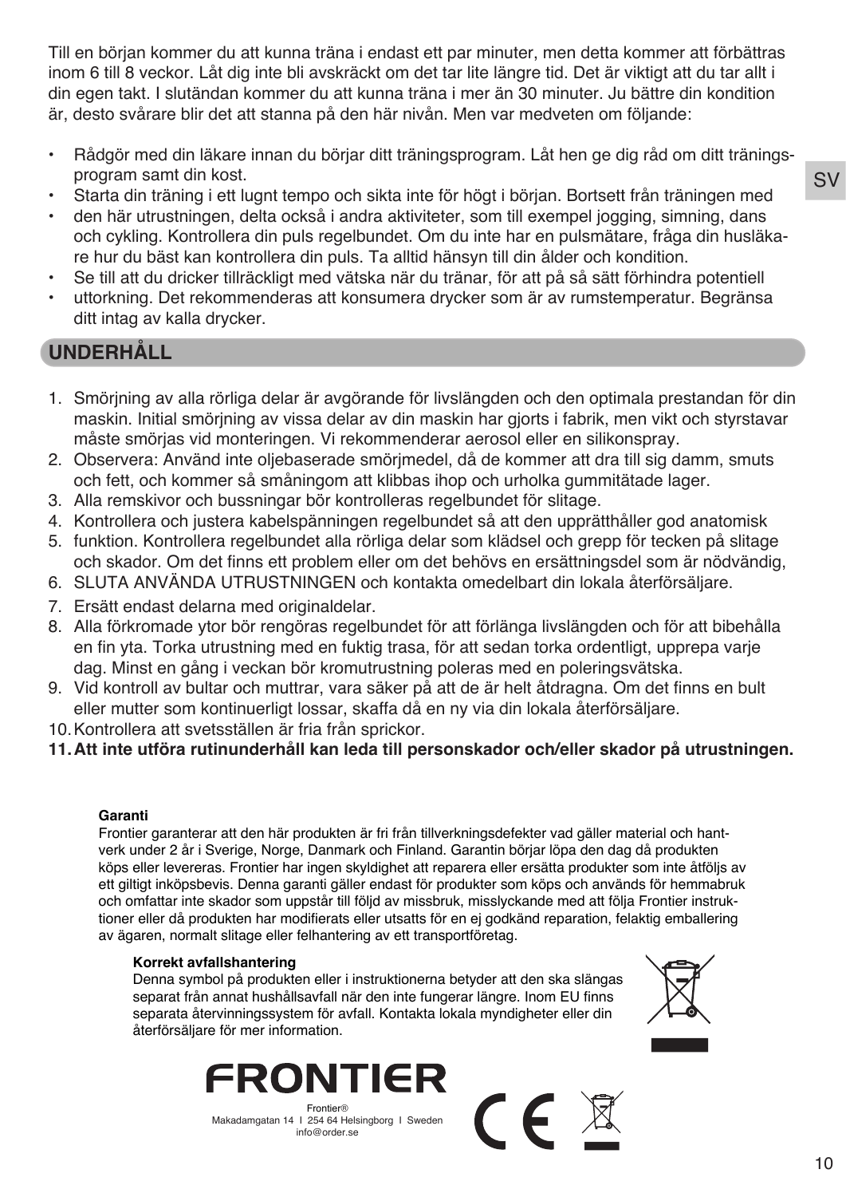Till en början kommer du att kunna träna i endast ett par minuter, men detta kommer att förbättras inom 6 till 8 veckor. Låt dig inte bli avskräckt om det tar lite längre tid. Det är viktigt att du tar allt i din egen takt. I slutändan kommer du att kunna träna i mer än 30 minuter. Ju bättre din kondition är, desto svårare blir det att stanna på den här nivån. Men var medveten om följande:

- Rådgör med din läkare innan du börjar ditt träningsprogram. Låt hen ge dig råd om ditt träningsprogram samt din kost.
- Starta din träning i ett lugnt tempo och sikta inte för högt i början. Bortsett från träningen med
- den här utrustningen, delta också i andra aktiviteter, som till exempel jogging, simning, dans och cykling. Kontrollera din puls regelbundet. Om du inte har en pulsmätare, fråga din husläkare hur du bäst kan kontrollera din puls. Ta alltid hänsyn till din ålder och kondition.
- Se till att du dricker tillräckligt med vätska när du tränar, för att på så sätt förhindra potentiell
- uttorkning. Det rekommenderas att konsumera drycker som är av rumstemperatur. Begränsa ditt intag av kalla drycker.

## UNDERHÅLL

1. Smörjning av alla rörliga delar är avgörande för livslängden och den optimala prestandan för din maskin. Initial smörjning av vissa delar av din maskin har gjorts i fabrik, men vikt och styrstavar måste smörjas vid monteringen. Vi rekommenderar aerosol eller en silikonspray.
2. Observera: Använd inte oljebaserade smörjmedel, då de kommer att dra till sig damm, smuts och fett, och kommer så småningom att klibbas ihop och urholka gummitätade lager.
3. Alla remskivor och bussningar bör kontrolleras regelbundet för slitage.
4. Kontrollera och justera kabelspänningen regelbundet så att den upprätthåller god anatomisk
5. funktion. Kontrollera regelbundet alla rörliga delar som klädsel och grepp för tecken på slitage och skador. Om det finns ett problem eller om det behövs en ersättningsdel som är nödvändig,
6. SLUTA ANVÄNDA UTRUSTNINGEN och kontakta omedelbart din lokala återförsäljare.
7. Ersätt endast delarna med originaldelar.
8. Alla förkromade ytor bör rengöras regelbundet för att förlänga livslängden och för att bibehålla en fin yta. Torka utrustning med en fuktig trasa, för att sedan torka ordentligt, upprepa varje dag. Minst en gång i veckan bör kromutrustning poleras med en poleringsvätska.
9. Vid kontroll av bultar och muttrar, vara säker på att de är helt åtdragna. Om det finns en bult eller mutter som kontinuerligt lossar, skaffa då en ny via din lokala återförsäljare.
10. Kontrollera att svetsställen är fria från sprickor.
11. **Att inte utföra rutinunderhåll kan leda till personskador och/eller skador på utrustningen.**

**Garanti**

Frontier garanterar att den här produkten är fri från tillverkningsdefekter vad gäller material och hantverk under 2 år i Sverige, Norge, Danmark och Finland. Garantin börjar löpa den dag då produkten köps eller levereras. Frontier har ingen skyldighet att reparera eller ersätta produkter som inte åtföljs av ett giltigt inköpsbevis. Denna garanti gäller endast för produkter som köps och används för hemmabruk och omfattar inte skador som uppstår till följd av missbruk, misslyckande med att följa Frontier instruktioner eller då produkten har modifierats eller utsatts för en ej godkänd reparation, felaktig emballering av ägaren, normalt slitage eller felhantering av ett transportföretag.

**Korrekt avfallshantering**

Denna symbol på produkten eller i instruktionerna betyder att den ska slängas separat från annat hushållsavfall när den inte fungerar längre. Inom EU finns separata återvinningssystem för avfall. Kontakta lokala myndigheter eller din återförsäljare för mer information.

FRONTIER

Frontier®
Makadamgatan 14 I 254 64 Helsingborg I Sweden
info@order.se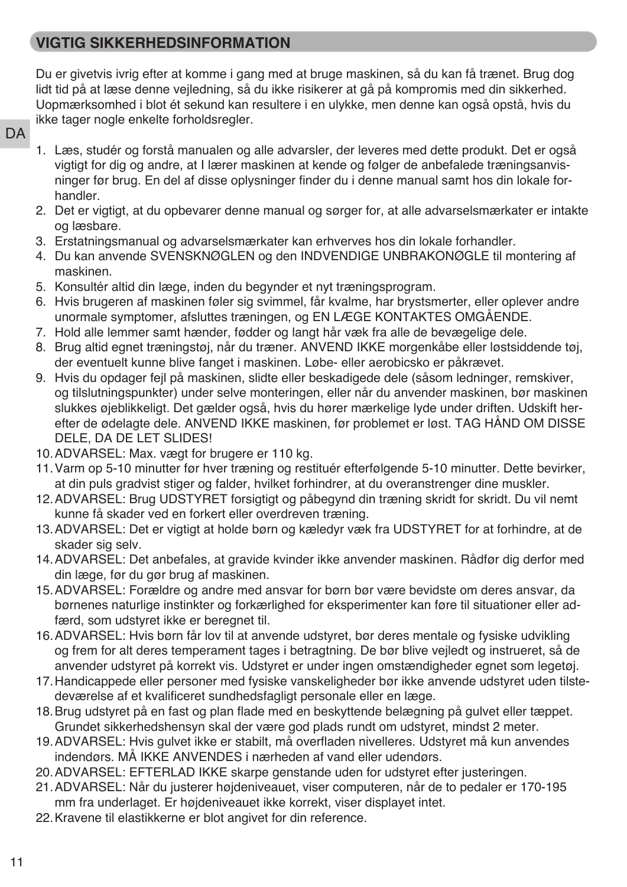## VIGTIG SIKKERHEDSINFORMATION

Du er givetvis ivrig efter at komme i gang med at bruge maskinen, så du kan få trænet. Brug dog lidt tid på at læse denne vejledning, så du ikke risikerer at gå på kompromis med din sikkerhed. Uopmærksomhed i blot ét sekund kan resultere i en ulykke, men denne kan også opstå, hvis du ikke tager nogle enkelte forholdsregler.

1. Læs, studér og forstå manualen og alle advarsler, der leveres med dette produkt. Det er også vigtigt for dig og andre, at I lærer maskinen at kende og følger de anbefalede træningsanvisninger før brug. En del af disse oplysninger finder du i denne manual samt hos din lokale forhandler.
2. Det er vigtigt, at du opbevarer denne manual og sørger for, at alle advarselsmærkater er intakte og læsbare.
3. Erstatningsmanual og advarselsmærkater kan erhverves hos din lokale forhandler.
4. Du kan anvende SVENSKNØGLEN og den INDVENDIGE UNBRAKONØGLE til montering af maskinen.
5. Konsultér altid din læge, inden du begynder et nyt træningsprogram.
6. Hvis brugeren af maskinen føler sig svimmel, får kvalme, har brystsmerter, eller oplever andre unormale symptomer, afsluttes træningen, og EN LÆGE KONTAKTES OMGÅENDE.
7. Hold alle lemmer samt hænder, fødder og langt hår væk fra alle de bevægelige dele.
8. Brug altid egnet træningstøj, når du træner. ANVEND IKKE morgenkåbe eller løstsiddende tøj, der eventuelt kunne blive fanget i maskinen. Løbe- eller aerobicsko er påkrævet.
9. Hvis du opdager fejl på maskinen, slidte eller beskadigede dele (såsom ledninger, remskiver, og tilslutningspunkter) under selve monteringen, eller når du anvender maskinen, bør maskinen slukkes øjeblikkeligt. Det gælder også, hvis du hører mærkelige lyde under driften. Udskift herefter de ødelagte dele. ANVEND IKKE maskinen, før problemet er løst. TAG HÅND OM DISSE DELE, DA DE LET SLIDES!
10. ADVARSEL: Max. vægt for brugere er 110 kg.
11. Varm op 5-10 minutter før hver træning og restituér efterfølgende 5-10 minutter. Dette bevirker, at din puls gradvist stiger og falder, hvilket forhindrer, at du overanstrenger dine muskler.
12. ADVARSEL: Brug UDSTYRET forsigtigt og påbegynd din træning skridt for skridt. Du vil nemt kunne få skader ved en forkert eller overdreven træning.
13. ADVARSEL: Det er vigtigt at holde børn og kæledyr væk fra UDSTYRET for at forhindre, at de skader sig selv.
14. ADVARSEL: Det anbefales, at gravide kvinder ikke anvender maskinen. Rådfør dig derfor med din læge, før du gør brug af maskinen.
15. ADVARSEL: Forældre og andre med ansvar for børn bør være bevidste om deres ansvar, da børnenes naturlige instinkter og forkærlighed for eksperimenter kan føre til situationer eller adfærd, som udstyret ikke er beregnet til.
16. ADVARSEL: Hvis børn får lov til at anvende udstyret, bør deres mentale og fysiske udvikling og frem for alt deres temperament tages i betragtning. De bør blive vejledt og instrueret, så de anvender udstyret på korrekt vis. Udstyret er under ingen omstændigheder egnet som legetøj.
17. Handicappede eller personer med fysiske vanskeligheder bør ikke anvende udstyret uden tilstedeværelse af et kvalificeret sundhedsfagligt personale eller en læge.
18. Brug udstyret på en fast og plan flade med en beskyttende belægning på gulvet eller tæppet. Grundet sikkerhedshensyn skal der være god plads rundt om udstyret, mindst 2 meter.
19. ADVARSEL: Hvis gulvet ikke er stabilt, må overfladen nivelleres. Udstyret må kun anvendes indendørs. MÅ IKKE ANVENDES i nærheden af vand eller udendørs.
20. ADVARSEL: EFTERLAD IKKE skarpe genstande uden for udstyret efter justeringen.
21. ADVARSEL: Når du justerer højdeniveauet, viser computeren, når de to pedaler er 170-195 mm fra underlaget. Er højdeniveauet ikke korrekt, viser displayet intet.
22. Kravene til elastikkerne er blot angivet for din reference.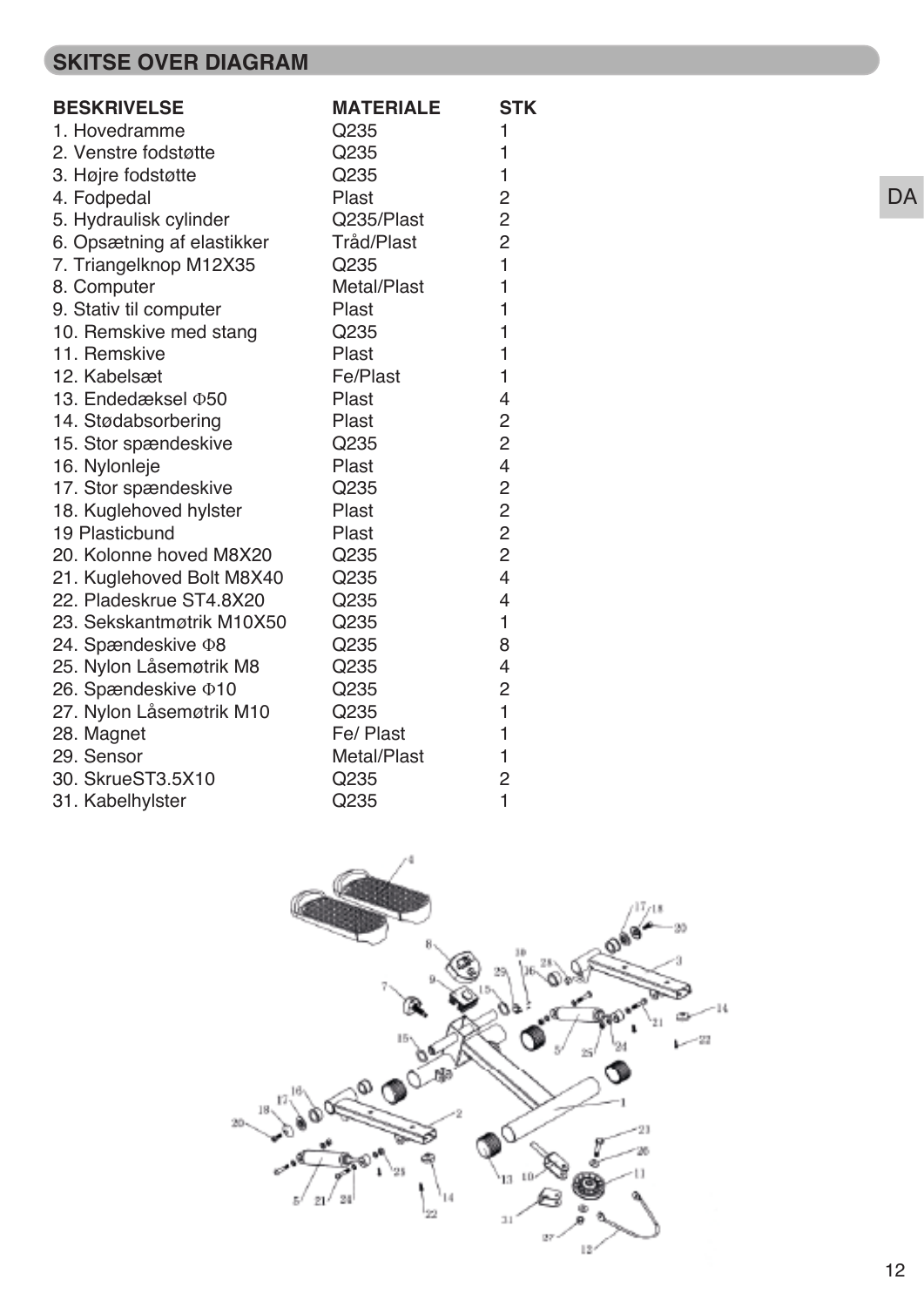## SKITSE OVER DIAGRAM

| BESKRIVELSE | MATERIALE | STK |
|---|---|---|
| 1. Hovedramme | Q235 | 1 |
| 2. Venstre fodstøtte | Q235 | 1 |
| 3. Højre fodstøtte | Q235 | 1 |
| 4. Fodpedal | Plast | 2 |
| 5. Hydraulisk cylinder | Q235/Plast | 2 |
| 6. Opsætning af elastikker | Tråd/Plast | 2 |
| 7. Triangelknop M12X35 | Q235 | 1 |
| 8. Computer | Metal/Plast | 1 |
| 9. Stativ til computer | Plast | 1 |
| 10. Remskive med stang | Q235 | 1 |
| 11. Remskive | Plast | 1 |
| 12. Kabelsæt | Fe/Plast | 1 |
| 13. Endedæksel Φ50 | Plast | 4 |
| 14. Stødabsorbering | Plast | 2 |
| 15. Stor spændeskive | Q235 | 2 |
| 16. Nylonleje | Plast | 4 |
| 17. Stor spændeskive | Q235 | 2 |
| 18. Kuglehoved hylster | Plast | 2 |
| 19 Plasticbund | Plast | 2 |
| 20. Kolonne hoved M8X20 | Q235 | 2 |
| 21. Kuglehoved Bolt M8X40 | Q235 | 4 |
| 22. Pladeskrue ST4.8X20 | Q235 | 4 |
| 23. Sekskantmøtrik M10X50 | Q235 | 1 |
| 24. Spændeskive Φ8 | Q235 | 8 |
| 25. Nylon Låsemøtrik M8 | Q235 | 4 |
| 26. Spændeskive Φ10 | Q235 | 2 |
| 27. Nylon Låsemøtrik M10 | Q235 | 1 |
| 28. Magnet | Fe/ Plast | 1 |
| 29. Sensor | Metal/Plast | 1 |
| 30. SkrueST3.5X10 | Q235 | 2 |
| 31. Kabelhylster | Q235 | 1 |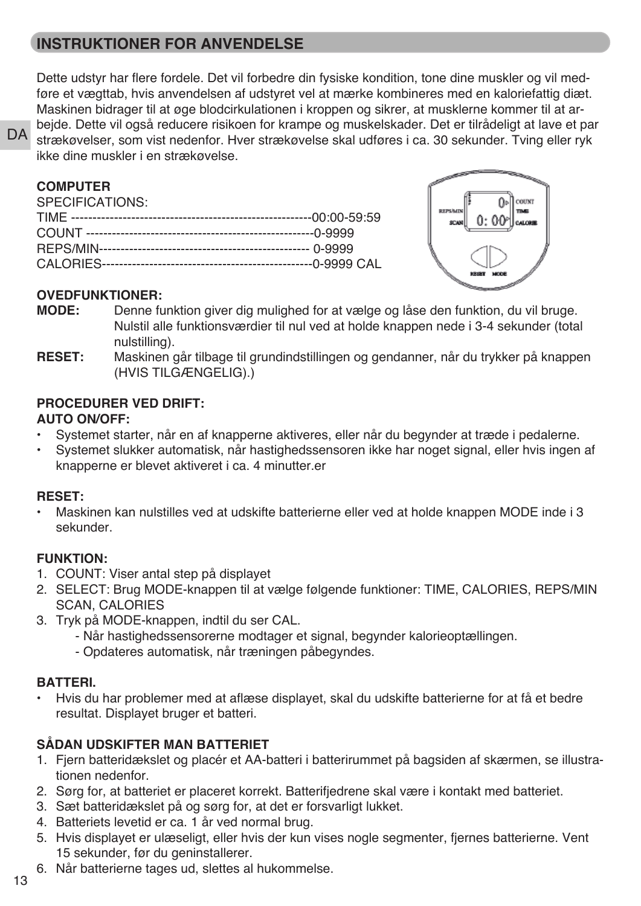## INSTRUKTIONER FOR ANVENDELSE

Dette udstyr har flere fordele. Det vil forbedre din fysiske kondition, tone dine muskler og vil medføre et vægttab, hvis anvendelsen af udstyret vel at mærke kombineres med en kaloriefattig diæt. Maskinen bidrager til at øge blodcirkulationen i kroppen og sikrer, at musklerne kommer til at arbejde. Dette vil også reducere risikoen for krampe og muskelskader. Det er tilrådeligt at lave et par strækøvelser, som vist nedenfor. Hver strækøvelse skal udføres i ca. 30 sekunder. Tving eller ryk ikke dine muskler i en strækøvelse.

**COMPUTER**

SPECIFICATIONS:
TIME -------------------------------------------------------00:00-59:59
COUNT ----------------------------------------------------0-9999
REPS/MIN------------------------------------------------ 0-9999
CALORIES------------------------------------------------0-9999 CAL

**OVEDFUNKTIONER:**

**MODE:** Denne funktion giver dig mulighed for at vælge og låse den funktion, du vil bruge. Nulstil alle funktionsværdier til nul ved at holde knappen nede i 3-4 sekunder (total nulstilling).

**RESET:** Maskinen går tilbage til grundindstillingen og gendanner, når du trykker på knappen (HVIS TILGÆNGELIG).)

**PROCEDURER VED DRIFT:**

**AUTO ON/OFF:**

- Systemet starter, når en af knapperne aktiveres, eller når du begynder at træde i pedalerne.
- Systemet slukker automatisk, når hastighedssensoren ikke har noget signal, eller hvis ingen af knapperne er blevet aktiveret i ca. 4 minutter.er

**RESET:**

- Maskinen kan nulstilles ved at udskifte batterierne eller ved at holde knappen MODE inde i 3 sekunder.

**FUNKTION:**

1. COUNT: Viser antal step på displayet
2. SELECT: Brug MODE-knappen til at vælge følgende funktioner: TIME, CALORIES, REPS/MIN SCAN, CALORIES
3. Tryk på MODE-knappen, indtil du ser CAL.
   - Når hastighedssensorerne modtager et signal, begynder kalorieoptællingen.
   - Opdateres automatisk, når træningen påbegyndes.

**BATTERI.**

- Hvis du har problemer med at aflæse displayet, skal du udskifte batterierne for at få et bedre resultat. Displayet bruger et batteri.

**SÅDAN UDSKIFTER MAN BATTERIET**

1. Fjern batteridækslet og placér et AA-batteri i batterirummet på bagsiden af skærmen, se illustrationen nedenfor.
2. Sørg for, at batteriet er placeret korrekt. Batterifjedrene skal være i kontakt med batteriet.
3. Sæt batteridækslet på og sørg for, at det er forsvarligt lukket.
4. Batteriets levetid er ca. 1 år ved normal brug.
5. Hvis displayet er ulæseligt, eller hvis der kun vises nogle segmenter, fjernes batterierne. Vent 15 sekunder, før du geninstallerer.
6. Når batterierne tages ud, slettes al hukommelse.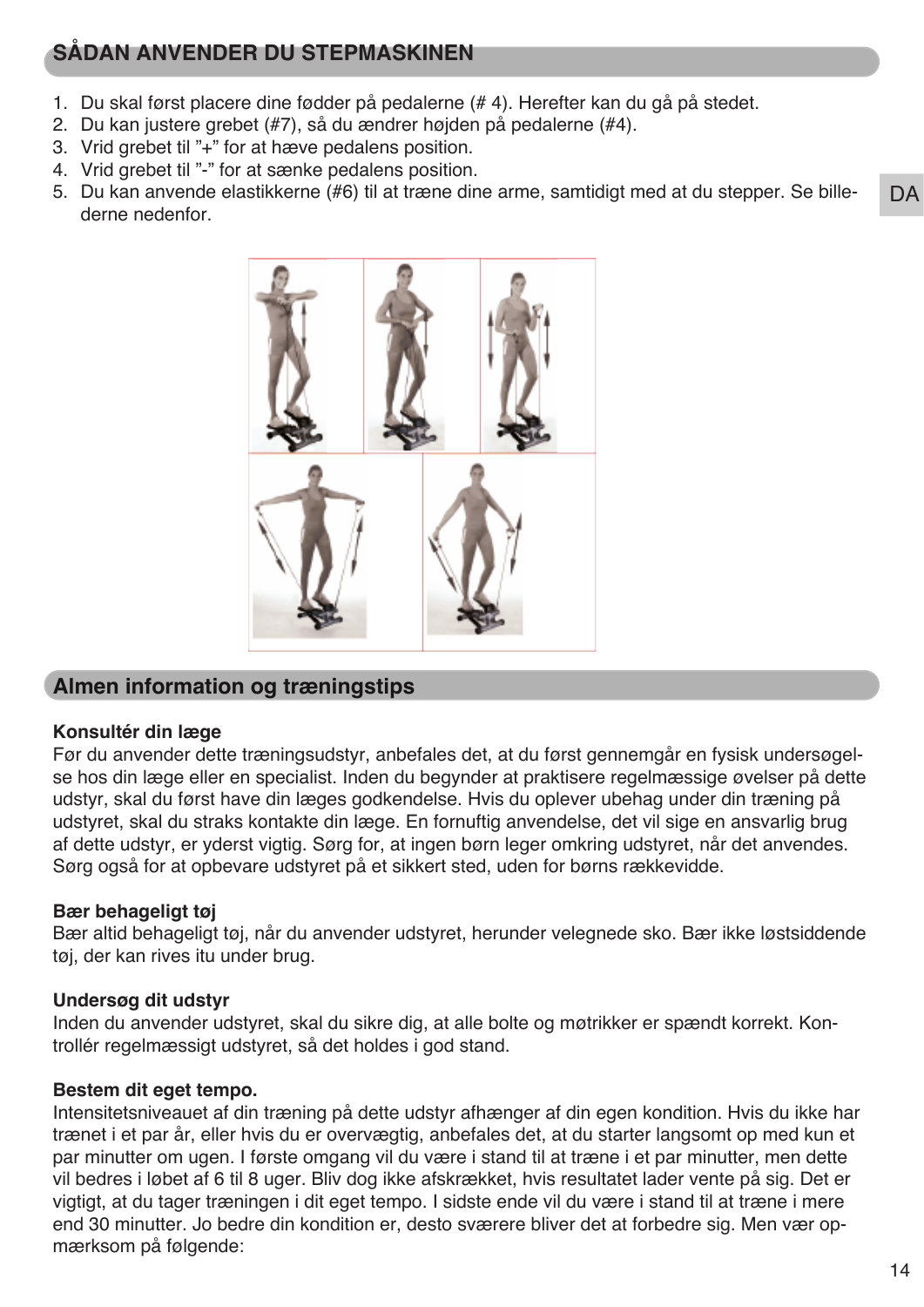## SÅDAN ANVENDER DU STEPMASKINEN

1. Du skal først placere dine fødder på pedalerne (# 4). Herefter kan du gå på stedet.
2. Du kan justere grebet (#7), så du ændrer højden på pedalerne (#4).
3. Vrid grebet til "+" for at hæve pedalens position.
4. Vrid grebet til "-" for at sænke pedalens position.
5. Du kan anvende elastikkerne (#6) til at træne dine arme, samtidigt med at du stepper. Se billederne nedenfor.

## Almen information og træningstips

**Konsultér din læge**
Før du anvender dette træningsudstyr, anbefales det, at du først gennemgår en fysisk undersøgelse hos din læge eller en specialist. Inden du begynder at praktisere regelmæssige øvelser på dette udstyr, skal du først have din læges godkendelse. Hvis du oplever ubehag under din træning på udstyret, skal du straks kontakte din læge. En fornuftig anvendelse, det vil sige en ansvarlig brug af dette udstyr, er yderst vigtig. Sørg for, at ingen børn leger omkring udstyret, når det anvendes. Sørg også for at opbevare udstyret på et sikkert sted, uden for børns rækkevidde.

**Bær behageligt tøj**
Bær altid behageligt tøj, når du anvender udstyret, herunder velegnede sko. Bær ikke løstsiddende tøj, der kan rives itu under brug.

**Undersøg dit udstyr**
Inden du anvender udstyret, skal du sikre dig, at alle bolte og møtrikker er spændt korrekt. Kontrollér regelmæssigt udstyret, så det holdes i god stand.

**Bestem dit eget tempo.**
Intensitetsniveauet af din træning på dette udstyr afhænger af din egen kondition. Hvis du ikke har trænet i et par år, eller hvis du er overvægtig, anbefales det, at du starter langsomt op med kun et par minutter om ugen. I første omgang vil du være i stand til at træne i et par minutter, men dette vil bedres i løbet af 6 til 8 uger. Bliv dog ikke afskrækket, hvis resultatet lader vente på sig. Det er vigtigt, at du tager træningen i dit eget tempo. I sidste ende vil du være i stand til at træne i mere end 30 minutter. Jo bedre din kondition er, desto sværere bliver det at forbedre sig. Men vær opmærksom på følgende: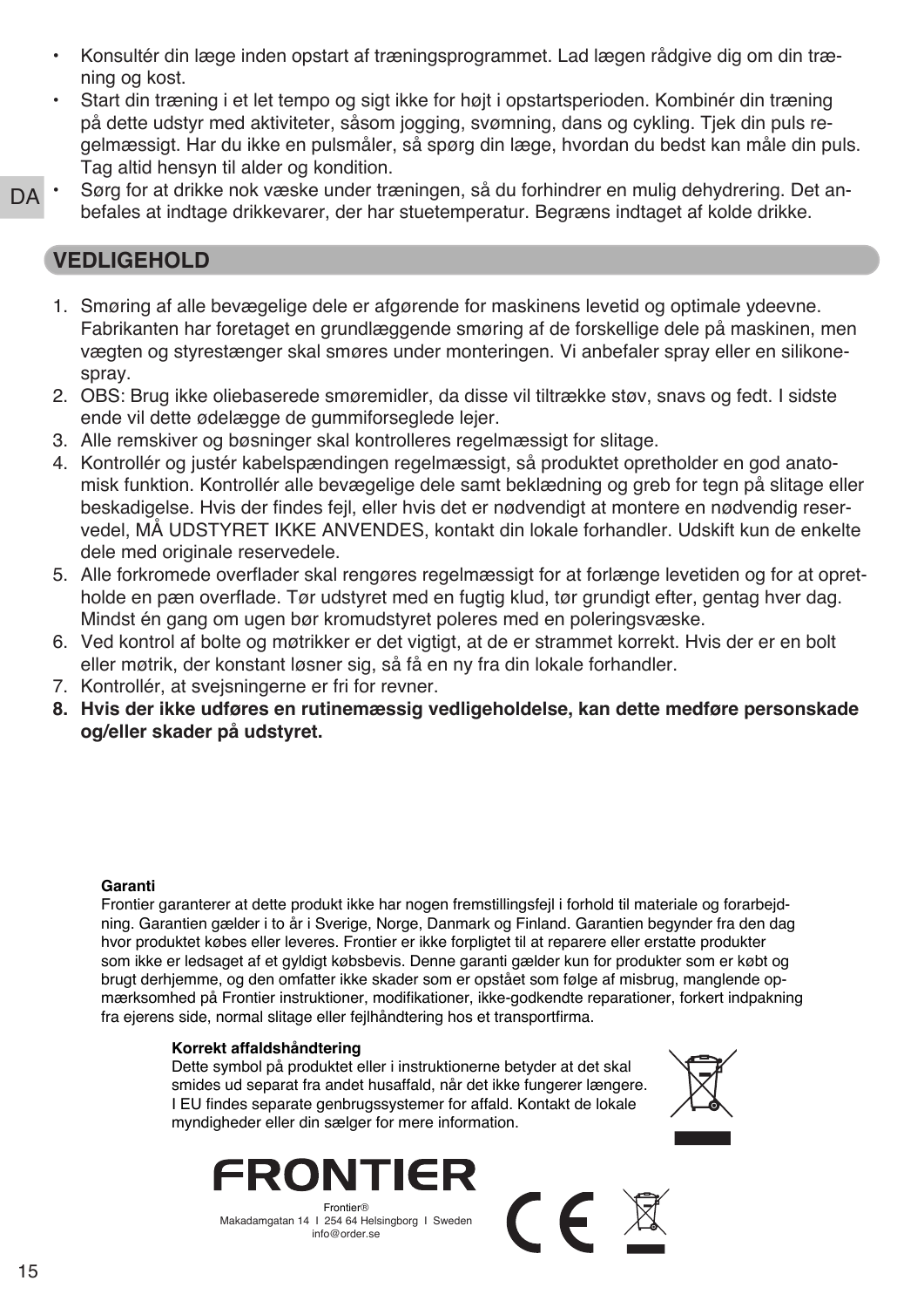- Konsultér din læge inden opstart af træningsprogrammet. Lad lægen rådgive dig om din træning og kost.
- Start din træning i et let tempo og sigt ikke for højt i opstartsperioden. Kombinér din træning på dette udstyr med aktiviteter, såsom jogging, svømning, dans og cykling. Tjek din puls regelmæssigt. Har du ikke en pulsmåler, så spørg din læge, hvordan du bedst kan måle din puls. Tag altid hensyn til alder og kondition.
- Sørg for at drikke nok væske under træningen, så du forhindrer en mulig dehydrering. Det anbefales at indtage drikkevarer, der har stuetemperatur. Begræns indtaget af kolde drikke.

## VEDLIGEHOLD

1. Smøring af alle bevægelige dele er afgørende for maskinens levetid og optimale ydeevne. Fabrikanten har foretaget en grundlæggende smøring af de forskellige dele på maskinen, men vægten og styrestænger skal smøres under monteringen. Vi anbefaler spray eller en silikonespray.
2. OBS: Brug ikke oliebaserede smøremidler, da disse vil tiltrække støv, snavs og fedt. I sidste ende vil dette ødelægge de gummiforseglede lejer.
3. Alle remskiver og bøsninger skal kontrolleres regelmæssigt for slitage.
4. Kontrollér og justér kabelspændingen regelmæssigt, så produktet opretholder en god anatomisk funktion. Kontrollér alle bevægelige dele samt beklædning og greb for tegn på slitage eller beskadigelse. Hvis der findes fejl, eller hvis det er nødvendigt at montere en nødvendig reservedel, MÅ UDSTYRET IKKE ANVENDES, kontakt din lokale forhandler. Udskift kun de enkelte dele med originale reservedele.
5. Alle forkromede overflader skal rengøres regelmæssigt for at forlænge levetiden og for at opretholde en pæn overflade. Tør udstyret med en fugtig klud, tør grundigt efter, gentag hver dag. Mindst én gang om ugen bør kromudstyret poleres med en poleringsvæske.
6. Ved kontrol af bolte og møtrikker er det vigtigt, at de er strammet korrekt. Hvis der er en bolt eller møtrik, der konstant løsner sig, så få en ny fra din lokale forhandler.
7. Kontrollér, at svejsningerne er fri for revner.
8. **Hvis der ikke udføres en rutinemæssig vedligeholdelse, kan dette medføre personskade og/eller skader på udstyret.**

**Garanti**

Frontier garanterer at dette produkt ikke har nogen fremstillingsfejl i forhold til materiale og forarbejdning. Garantien gælder i to år i Sverige, Norge, Danmark og Finland. Garantien begynder fra den dag hvor produktet købes eller leveres. Frontier er ikke forpligtet til at reparere eller erstatte produkter som ikke er ledsaget af et gyldigt købsbevis. Denne garanti gælder kun for produkter som er købt og brugt derhjemme, og den omfatter ikke skader som er opstået som følge af misbrug, manglende opmærksomhed på Frontier instruktioner, modifikationer, ikke-godkendte reparationer, forkert indpakning fra ejerens side, normal slitage eller fejlhåndtering hos et transportfirma.

**Korrekt affaldshåndtering**

Dette symbol på produktet eller i instruktionerne betyder at det skal smides ud separat fra andet husaffald, når det ikke fungerer længere. I EU findes separate genbrugssystemer for affald. Kontakt de lokale myndigheder eller din sælger for mere information.

FRONTIER

Frontier®
Makadamgatan 14 | 254 64 Helsingborg | Sweden
info@order.se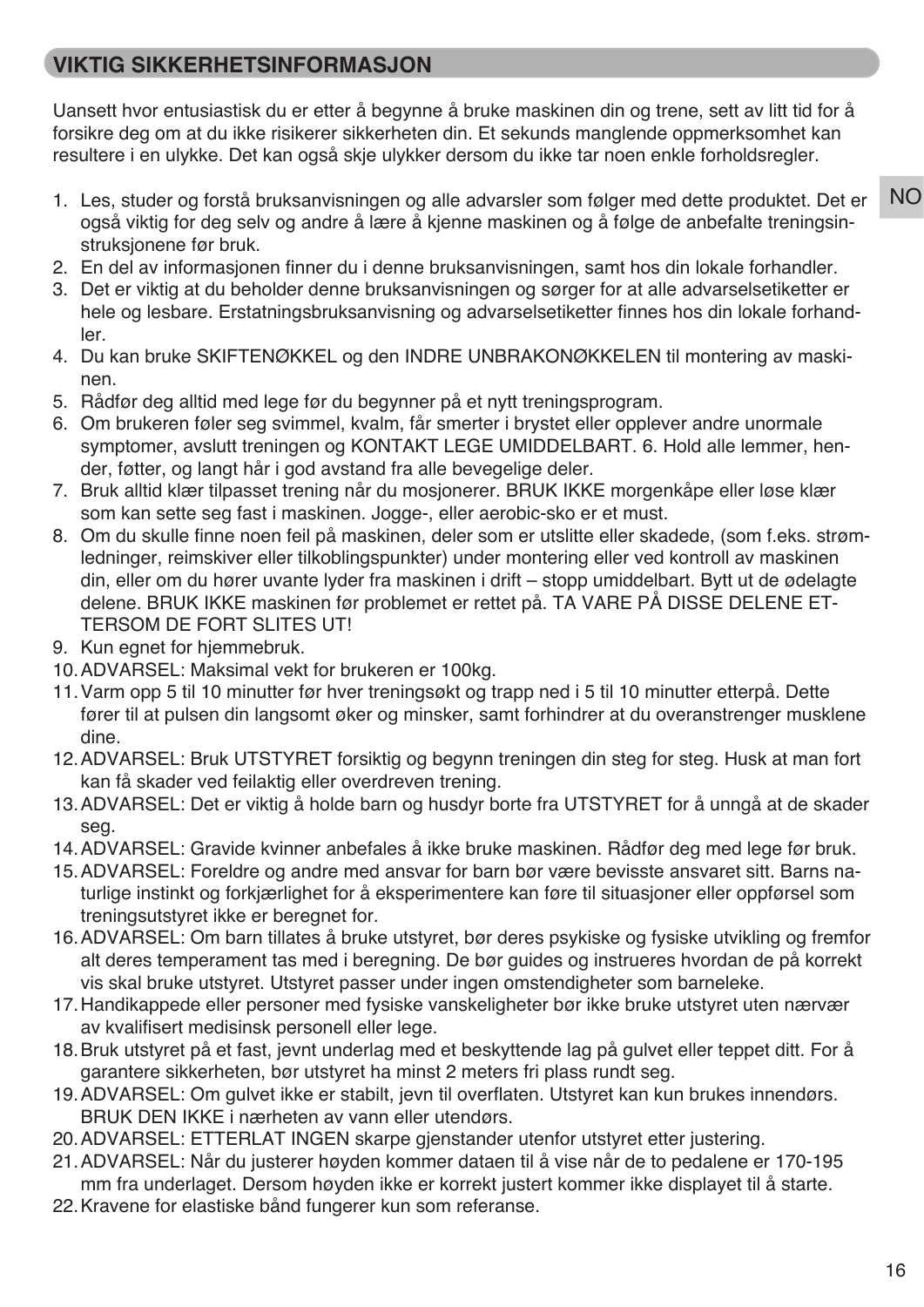## VIKTIG SIKKERHETSINFORMASJON

Uansett hvor entusiastisk du er etter å begynne å bruke maskinen din og trene, sett av litt tid for å forsikre deg om at du ikke risikerer sikkerheten din. Et sekunds manglende oppmerksomhet kan resultere i en ulykke. Det kan også skje ulykker dersom du ikke tar noen enkle forholdsregler.

1. Les, studer og forstå bruksanvisningen og alle advarsler som følger med dette produktet. Det er også viktig for deg selv og andre å lære å kjenne maskinen og å følge de anbefalte treningsinstruksjonene før bruk.
2. En del av informasjonen finner du i denne bruksanvisningen, samt hos din lokale forhandler.
3. Det er viktig at du beholder denne bruksanvisningen og sørger for at alle advarselsetiketter er hele og lesbare. Erstatningsbruksanvisning og advarselsetiketter finnes hos din lokale forhandler.
4. Du kan bruke SKIFTENØKKEL og den INDRE UNBRAKONØKKELEN til montering av maskinen.
5. Rådfør deg alltid med lege før du begynner på et nytt treningsprogram.
6. Om brukeren føler seg svimmel, kvalm, får smerter i brystet eller opplever andre unormale symptomer, avslutt treningen og KONTAKT LEGE UMIDDELBART. 6. Hold alle lemmer, hender, føtter, og langt hår i god avstand fra alle bevegelige deler.
7. Bruk alltid klær tilpasset trening når du mosjonerer. BRUK IKKE morgenkåpe eller løse klær som kan sette seg fast i maskinen. Jogge-, eller aerobic-sko er et must.
8. Om du skulle finne noen feil på maskinen, deler som er utslitte eller skadede, (som f.eks. strømledninger, reimskiver eller tilkoblingspunkter) under montering eller ved kontroll av maskinen din, eller om du hører uvante lyder fra maskinen i drift – stopp umiddelbart. Bytt ut de ødelagte delene. BRUK IKKE maskinen før problemet er rettet på. TA VARE PÅ DISSE DELENE ETTERSOM DE FORT SLITES UT!
9. Kun egnet for hjemmebruk.
10. ADVARSEL: Maksimal vekt for brukeren er 100kg.
11. Varm opp 5 til 10 minutter før hver treningsøkt og trapp ned i 5 til 10 minutter etterpå. Dette fører til at pulsen din langsomt øker og minsker, samt forhindrer at du overanstrenger musklene dine.
12. ADVARSEL: Bruk UTSTYRET forsiktig og begynn treningen din steg for steg. Husk at man fort kan få skader ved feilaktig eller overdreven trening.
13. ADVARSEL: Det er viktig å holde barn og husdyr borte fra UTSTYRET for å unngå at de skader seg.
14. ADVARSEL: Gravide kvinner anbefales å ikke bruke maskinen. Rådfør deg med lege før bruk.
15. ADVARSEL: Foreldre og andre med ansvar for barn bør være bevisste ansvaret sitt. Barns naturlige instinkt og forkjærlighet for å eksperimentere kan føre til situasjoner eller oppførsel som treningsutstyret ikke er beregnet for.
16. ADVARSEL: Om barn tillates å bruke utstyret, bør deres psykiske og fysiske utvikling og fremfor alt deres temperament tas med i beregning. De bør guides og instrueres hvordan de på korrekt vis skal bruke utstyret. Utstyret passer under ingen omstendigheter som barneleke.
17. Handikappede eller personer med fysiske vanskeligheter bør ikke bruke utstyret uten nærvær av kvalifisert medisinsk personell eller lege.
18. Bruk utstyret på et fast, jevnt underlag med et beskyttende lag på gulvet eller teppet ditt. For å garantere sikkerheten, bør utstyret ha minst 2 meters fri plass rundt seg.
19. ADVARSEL: Om gulvet ikke er stabilt, jevn til overflaten. Utstyret kan kun brukes innendørs. BRUK DEN IKKE i nærheten av vann eller utendørs.
20. ADVARSEL: ETTERLAT INGEN skarpe gjenstander utenfor utstyret etter justering.
21. ADVARSEL: Når du justerer høyden kommer dataen til å vise når de to pedalene er 170-195 mm fra underlaget. Dersom høyden ikke er korrekt justert kommer ikke displayet til å starte.
22. Kravene for elastiske bånd fungerer kun som referanse.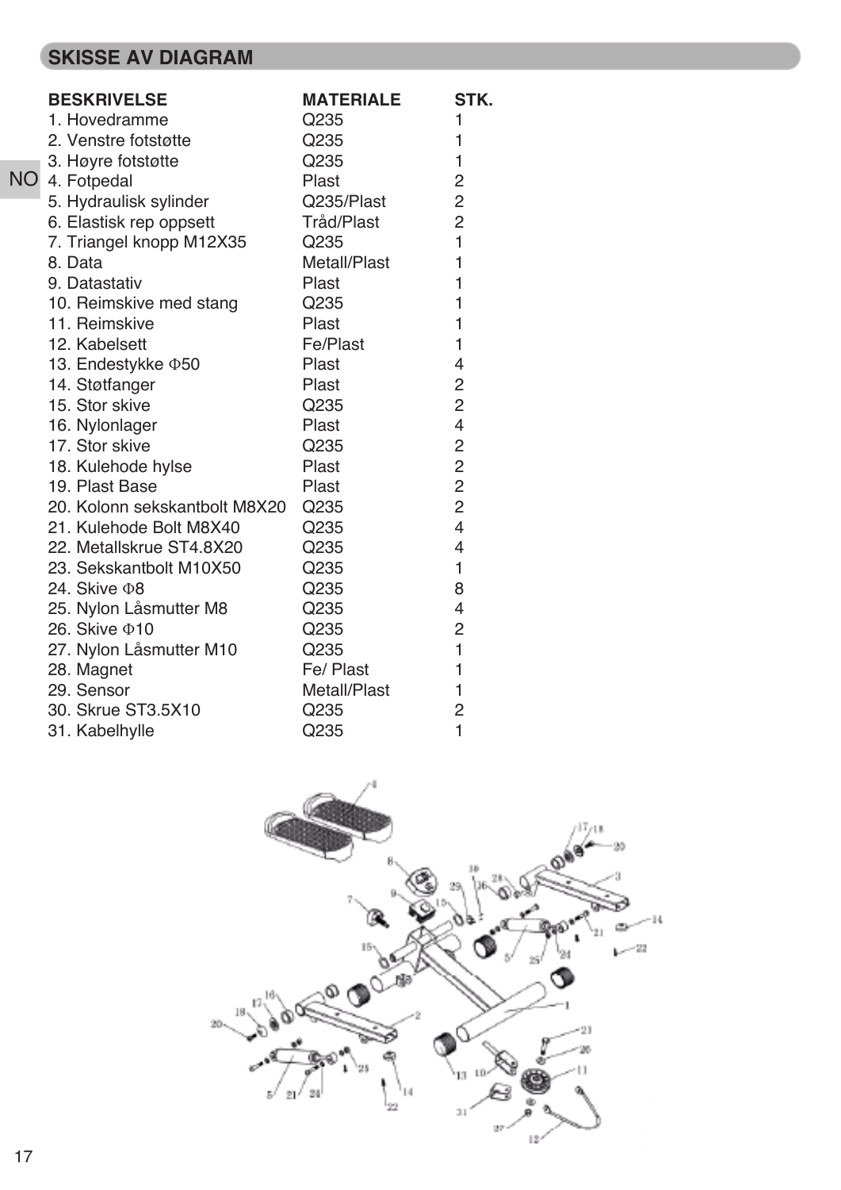## SKISSE AV DIAGRAM

| BESKRIVELSE | MATERIALE | STK. |
|---|---|---|
| 1. Hovedramme | Q235 | 1 |
| 2. Venstre fotstøtte | Q235 | 1 |
| 3. Høyre fotstøtte | Q235 | 1 |
| 4. Fotpedal | Plast | 2 |
| 5. Hydraulisk sylinder | Q235/Plast | 2 |
| 6. Elastisk rep oppsett | Tråd/Plast | 2 |
| 7. Triangel knopp M12X35 | Q235 | 1 |
| 8. Data | Metall/Plast | 1 |
| 9. Datastativ | Plast | 1 |
| 10. Reimskive med stang | Q235 | 1 |
| 11. Reimskive | Plast | 1 |
| 12. Kabelsett | Fe/Plast | 1 |
| 13. Endestykke Φ50 | Plast | 4 |
| 14. Støtfanger | Plast | 2 |
| 15. Stor skive | Q235 | 2 |
| 16. Nylonlager | Plast | 4 |
| 17. Stor skive | Q235 | 2 |
| 18. Kulehode hylse | Plast | 2 |
| 19. Plast Base | Plast | 2 |
| 20. Kolonn sekskantbolt M8X20 | Q235 | 2 |
| 21. Kulehode Bolt M8X40 | Q235 | 4 |
| 22. Metallskrue ST4.8X20 | Q235 | 4 |
| 23. Sekskantbolt M10X50 | Q235 | 1 |
| 24. Skive Φ8 | Q235 | 8 |
| 25. Nylon Låsmutter M8 | Q235 | 4 |
| 26. Skive Φ10 | Q235 | 2 |
| 27. Nylon Låsmutter M10 | Q235 | 1 |
| 28. Magnet | Fe/ Plast | 1 |
| 29. Sensor | Metall/Plast | 1 |
| 30. Skrue ST3.5X10 | Q235 | 2 |
| 31. Kabelhylle | Q235 | 1 |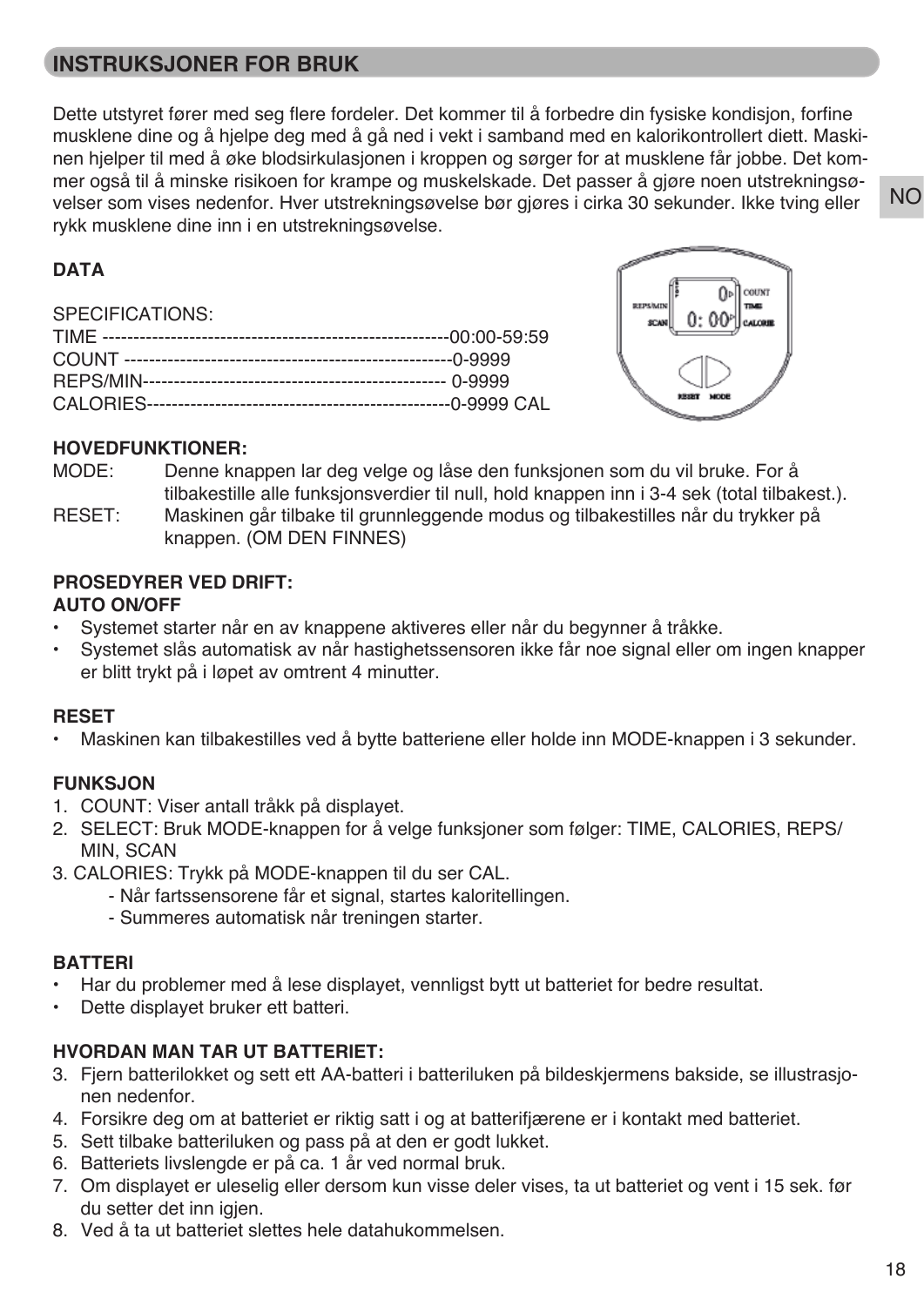## INSTRUKSJONER FOR BRUK

Dette utstyret fører med seg flere fordeler. Det kommer til å forbedre din fysiske kondisjon, forfine musklene dine og å hjelpe deg med å gå ned i vekt i samband med en kalorikontrollert diett. Maskinen hjelper til med å øke blodsirkulasjonen i kroppen og sørger for at musklene får jobbe. Det kommer også til å minske risikoen for krampe og muskelskade. Det passer å gjøre noen utstrekningsøvelser som vises nedenfor. Hver utstrekningsøvelse bør gjøres i cirka 30 sekunder. Ikke tving eller rykk musklene dine inn i en utstrekningsøvelse.

**DATA**

SPECIFICATIONS:
TIME --------------------------------------------------------00:00-59:59
COUNT -----------------------------------------------------0-9999
REPS/MIN------------------------------------------------- 0-9999
CALORIES-------------------------------------------------0-9999 CAL

**HOVEDFUNKTIONER:**

MODE: Denne knappen lar deg velge og låse den funksjonen som du vil bruke. For å tilbakestille alle funksjonsverdier til null, hold knappen inn i 3-4 sek (total tilbakest.).

RESET: Maskinen går tilbake til grunnleggende modus og tilbakestilles når du trykker på knappen. (OM DEN FINNES)

**PROSEDYRER VED DRIFT:**

**AUTO ON/OFF**

- Systemet starter når en av knappene aktiveres eller når du begynner å tråkke.
- Systemet slås automatisk av når hastighetssensoren ikke får noe signal eller om ingen knapper er blitt trykt på i løpet av omtrent 4 minutter.

**RESET**

- Maskinen kan tilbakestilles ved å bytte batteriene eller holde inne MODE-knappen i 3 sekunder.

**FUNKSJON**

1. COUNT: Viser antall tråkk på displayet.
2. SELECT: Bruk MODE-knappen for å velge funksjoner som følger: TIME, CALORIES, REPS/MIN, SCAN
3. CALORIES: Trykk på MODE-knappen til du ser CAL.
   - Når fartssensorene får et signal, startes kaloritellingen.
   - Summeres automatisk når treningen starter.

**BATTERI**

- Har du problemer med å lese displayet, vennligst bytt ut batteriet for bedre resultat.
- Dette displayet bruker ett batteri.

**HVORDAN MAN TAR UT BATTERIET:**

3. Fjern batterilokket og sett ett AA-batteri i batteriluken på bildeskjermens bakside, se illustrasjonen nedenfor.
4. Forsikre deg om at batteriet er riktig satt i og at batterifjærene er i kontakt med batteriet.
5. Sett tilbake batteriluken og pass på at den er godt lukket.
6. Batteriets livslengde er på ca. 1 år ved normal bruk.
7. Om displayet er uleselig eller dersom kun visse deler vises, ta ut batteriet og vent i 15 sek. før du setter det inn igjen.
8. Ved å ta ut batteriet slettes hele datahukommelsen.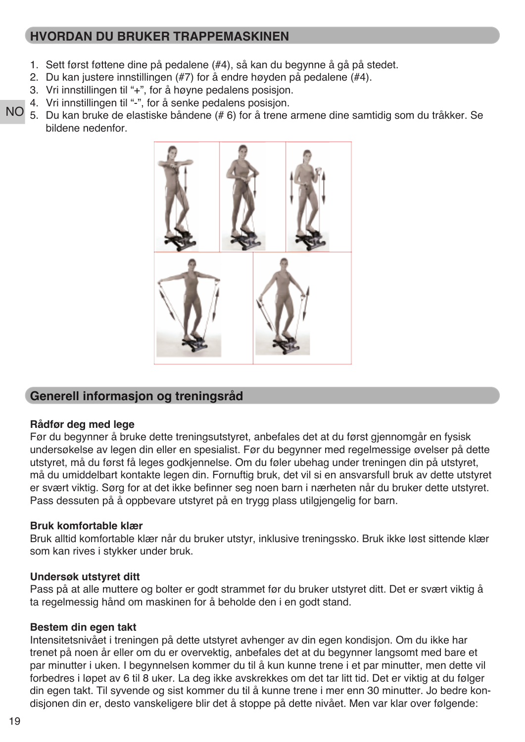## HVORDAN DU BRUKER TRAPPEMASKINEN

1. Sett først føttene dine på pedalene (#4), så kan du begynne å gå på stedet.
2. Du kan justere innstillingen (#7) for å endre høyden på pedalene (#4).
3. Vri innstillingen til "+", for å høyne pedalens posisjon.
4. Vri innstillingen til "-", for å senke pedalens posisjon.
5. Du kan bruke de elastiske båndene (# 6) for å trene armene dine samtidig som du tråkker. Se bildene nedenfor.

## Generell informasjon og treningsråd

**Rådfør deg med lege**
Før du begynner å bruke dette treningsutstyret, anbefales det at du først gjennomgår en fysisk undersøkelse av legen din eller en spesialist. Før du begynner med regelmessige øvelser på dette utstyret, må du først få leges godkjennelse. Om du føler ubehag under treningen din på utstyret, må du umiddelbart kontakte legen din. Fornuftig bruk, det vil si en ansvarsfull bruk av dette utstyret er svært viktig. Sørg for at det ikke befinner seg noen barn i nærheten når du bruker dette utstyret. Pass dessuten på å oppbevare utstyret på en trygg plass utilgjengelig for barn.

**Bruk komfortable klær**
Bruk alltid komfortable klær når du bruker utstyr, inklusive treningssko. Bruk ikke løst sittende klær som kan rives i stykker under bruk.

**Undersøk utstyret ditt**
Pass på at alle muttere og bolter er godt strammet før du bruker utstyret ditt. Det er svært viktig å ta regelmessig hånd om maskinen for å beholde den i en godt stand.

**Bestem din egen takt**
Intensitetsnivået i treningen på dette utstyret avhenger av din egen kondisjon. Om du ikke har trenet på noen år eller om du er overvektig, anbefales det at du begynner langsomt med bare et par minutter i uken. I begynnelsen kommer du til å kun kunne trene i et par minutter, men dette vil forbedres i løpet av 6 til 8 uker. La deg ikke avskrekkes om det tar litt tid. Det er viktig at du følger din egen takt. Til syvende og sist kommer du til å kunne trene i mer enn 30 minutter. Jo bedre kondisjonen din er, desto vanskeligere blir det å stoppe på dette nivået. Men var klar over følgende: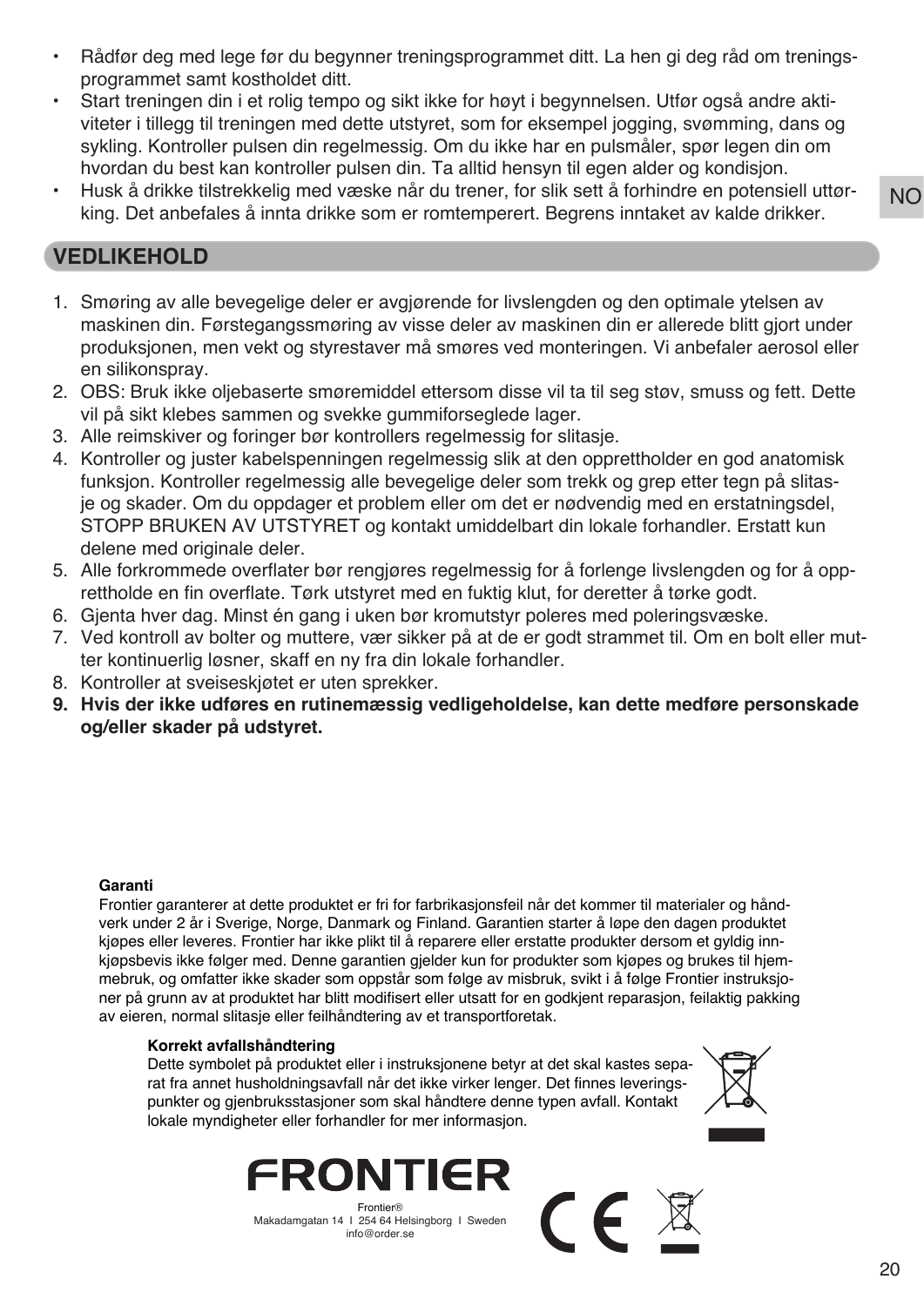- Rådfør deg med lege før du begynner treningsprogrammet ditt. La hen gi deg råd om treningsprogrammet samt kostholdet ditt.
- Start treningen din i et rolig tempo og sikt ikke for høyt i begynnelsen. Utfør også andre aktiviteter i tillegg til treningen med dette utstyret, som for eksempel jogging, svømming, dans og sykling. Kontroller pulsen din regelmessig. Om du ikke har en pulsmåler, spør legen din om hvordan du best kan kontroller pulsen din. Ta alltid hensyn til egen alder og kondisjon.
- Husk å drikke tilstrekkelig med væske når du trener, for slik sett å forhindre en potensiell uttørking. Det anbefales å innta drikke som er romtemperert. Begrens inntaket av kalde drikker.

## VEDLIKEHOLD

1. Smøring av alle bevegelige deler er avgjørende for livslengden og den optimale ytelsen av maskinen din. Førstegangssmøring av visse deler av maskinen din er allerede blitt gjort under produksjonen, men vekt og styrestaver må smøres ved monteringen. Vi anbefaler aerosol eller en silikonspray.
2. OBS: Bruk ikke oljebaserte smøremiddel ettersom disse vil ta til seg støv, smuss og fett. Dette vil på sikt klebes sammen og svekke gummiforseglede lager.
3. Alle reimskiver og foringer bør kontrollers regelmessig for slitasje.
4. Kontroller og juster kabelspenningen regelmessig slik at den opprettholder en god anatomisk funksjon. Kontroller regelmessig alle bevegelige deler som trekk og grep etter tegn på slitasje og skader. Om du oppdager et problem eller om det er nødvendig med en erstatningsdel, STOPP BRUKEN AV UTSTYRET og kontakt umiddelbart din lokale forhandler. Erstatt kun delene med originale deler.
5. Alle forkrommede overflater bør rengjøres regelmessig for å forlenge livslengden og for å opprettholde en fin overflate. Tørk utstyret med en fuktig klut, for deretter å tørke godt.
6. Gjenta hver dag. Minst én gang i uken bør kromutstyr poleres med poleringsvæske.
7. Ved kontroll av bolter og muttere, vær sikker på at de er godt strammet til. Om en bolt eller mutter kontinuerlig løsner, skaff en ny fra din lokale forhandler.
8. Kontroller at sveiseskjøtet er uten sprekker.
9. **Hvis der ikke udføres en rutinemæssig vedligeholdelse, kan dette medføre personskade og/eller skader på udstyret.**

**Garanti**

Frontier garanterer at dette produktet er fri for farbrikasjonsfeil når det kommer til materialer og håndverk under 2 år i Sverige, Norge, Danmark og Finland. Garantien starter å løpe den dagen produktet kjøpes eller leveres. Frontier har ikke plikt til å reparere eller erstatte produkter dersom et gyldig innkjøpsbevis ikke følger med. Denne garantien gjelder kun for produkter som kjøpes og brukes til hjemmebruk, og omfatter ikke skader som oppstår som følge av misbruk, svikt i å følge Frontier instruksjoner på grunn av at produktet har blitt modifisert eller utsatt for en godkjent reparasjon, feilaktig pakking av eieren, normal slitasje eller feilhåndtering av et transportforetak.

**Korrekt avfallshåndtering**

Dette symbolet på produktet eller i instruksjonene betyr at det skal kastes separat fra annet husholdningsavfall når det ikke virker lenger. Det finnes leveringspunkter og gjenbruksstasjoner som skal håndtere denne typen avfall. Kontakt lokale myndigheter eller forhandler for mer informasjon.

FRONTIER

Frontier®
Makadamgatan 14 I 254 64 Helsingborg I Sweden
info@order.se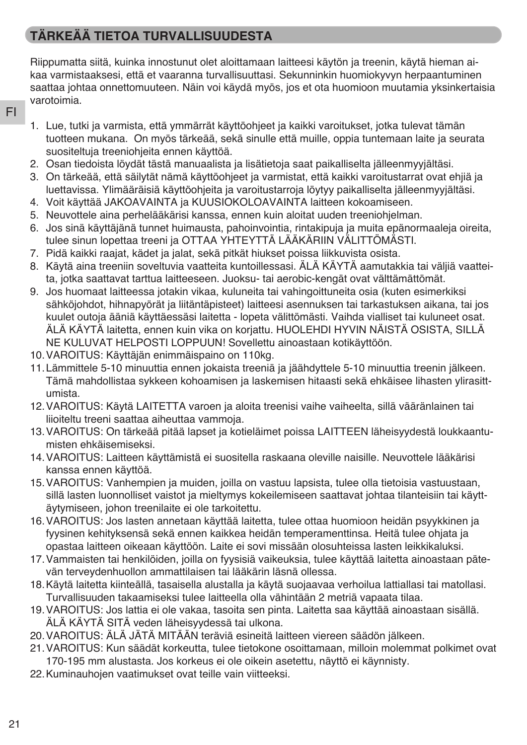## TÄRKEÄÄ TIETOA TURVALLISUUDESTA

Riippumatta siitä, kuinka innostunut olet aloittamaan laitteesi käytön ja treenin, käytä hieman aikaa varmistaaksesi, että et vaaranna turvallisuuttasi. Sekunninkin huomiokyvyn herpaantuminen saattaa johtaa onnettomuuteen. Näin voi käydä myös, jos et ota huomioon muutamia yksinkertaisia varotoimia.

1. Lue, tutki ja varmista, että ymmärrät käyttöohjeet ja kaikki varoitukset, jotka tulevat tämän tuotteen mukana. On myös tärkeää, sekä sinulle että muille, oppia tuntemaan laite ja seurata suositeltuja treeniohjeita ennen käyttöä.
2. Osan tiedoista löydät tästä manuaalista ja lisätietoja saat paikalliselta jälleenmyyjältäsi.
3. On tärkeää, että säilytät nämä käyttöohjeet ja varmistat, että kaikki varoitustarrat ovat ehjiä ja luettavissa. Ylimääräisiä käyttöohjeita ja varoitustarroja löytyy paikalliselta jälleenmyyjältäsi.
4. Voit käyttää JAKOAVAINTA ja KUUSIOKOLOAVAINTA laitteen kokoamiseen.
5. Neuvottele aina perhelääkärisi kanssa, ennen kuin aloitat uuden treeniohjelman.
6. Jos sinä käyttäjänä tunnet huimausta, pahoinvointia, rintakipuja ja muita epänormaaleja oireita, tulee sinun lopettaa treeni ja OTTAA YHTEYTTÄ LÄÄKÄRIIN VÄLITTÖMÄSTI.
7. Pidä kaikki raajat, kädet ja jalat, sekä pitkät hiukset poissa liikkuvista osista.
8. Käytä aina treeniin soveltuvia vaatteita kuntoillessasi. ÄLÄ KÄYTÄ aamutakkia tai väljiä vaatteita, jotka saattavat tarttua laitteeseen. Juoksu- tai aerobic-kengät ovat välttämättömät.
9. Jos huomaat laitteessa jotakin vikaa, kuluneita tai vahingoittuneita osia (kuten esimerkiksi sähköjohdot, hihnapyörät ja liitäntäpisteet) laitteesi asennuksen tai tarkastuksen aikana, tai jos kuulet outoja ääniä käyttäessäsi laitetta - lopeta välittömästi. Vaihda vialliset tai kuluneet osat. ÄLÄ KÄYTÄ laitetta, ennen kuin vika on korjattu. HUOLEHDI HYVIN NÄISTÄ OSISTA, SILLÄ NE KULUVAT HELPOSTI LOPPUUN! Sovellettu ainoastaan kotikäyttöön.
10. VAROITUS: Käyttäjän enimmäispaino on 110kg.
11. Lämmittele 5-10 minuuttia ennen jokaista treeniä ja jäähdyttele 5-10 minuuttia treenin jälkeen. Tämä mahdollistaa sykkeen kohoamisen ja laskemisen hitaasti sekä ehkäisee lihasten ylirasittumista.
12. VAROITUS: Käytä LAITETTA varoen ja aloita treenisi vaihe vaiheelta, sillä vääränlainen tai liioiteltu treeni saattaa aiheuttaa vammoja.
13. VAROITUS: On tärkeää pitää lapset ja kotieläimet poissa LAITTEEN läheisyydestä loukkaantumisten ehkäisemiseksi.
14. VAROITUS: Laitteen käyttämistä ei suositella raskaana oleville naisille. Neuvottele lääkärisi kanssa ennen käyttöä.
15. VAROITUS: Vanhempien ja muiden, joilla on vastuu lapsista, tulee olla tietoisia vastuustaan, sillä lasten luonnolliset vaistot ja mieltymys kokeilemiseen saattavat johtaa tilanteisiin tai käyttäytymiseen, johon treenilaite ei ole tarkoitettu.
16. VAROITUS: Jos lasten annetaan käyttää laitetta, tulee ottaa huomioon heidän psyykkinen ja fyysinen kehityksensä sekä ennen kaikkea heidän temperamenttinsa. Heitä tulee ohjata ja opastaa laitteen oikeaan käyttöön. Laite ei sovi missään olosuhteissa lasten leikkikaluksi.
17. Vammaisten tai henkilöiden, joilla on fyysisiä vaikeuksia, tulee käyttää laitetta ainoastaan pätevän terveydenhuollon ammattilaisen tai lääkärin läsnä ollessa.
18. Käytä laitetta kiinteällä, tasaisella alustalla ja käytä suojaavaa verhoilua lattiallasi tai matollasi. Turvallisuuden takaamiseksi tulee laitteella olla vähintään 2 metriä vapaata tilaa.
19. VAROITUS: Jos lattia ei ole vakaa, tasoita sen pinta. Laitetta saa käyttää ainoastaan sisällä. ÄLÄ KÄYTÄ SITÄ veden läheisyydessä tai ulkona.
20. VAROITUS: ÄLÄ JÄTÄ MITÄÄN teräviä esineitä laitteen viereen säädön jälkeen.
21. VAROITUS: Kun säädät korkeutta, tulee tietokone osoittamaan, milloin molemmat polkimet ovat 170-195 mm alustasta. Jos korkeus ei ole oikein asetettu, näyttö ei käynnisty.
22. Kuminauhojen vaatimukset ovat teille vain viitteeksi.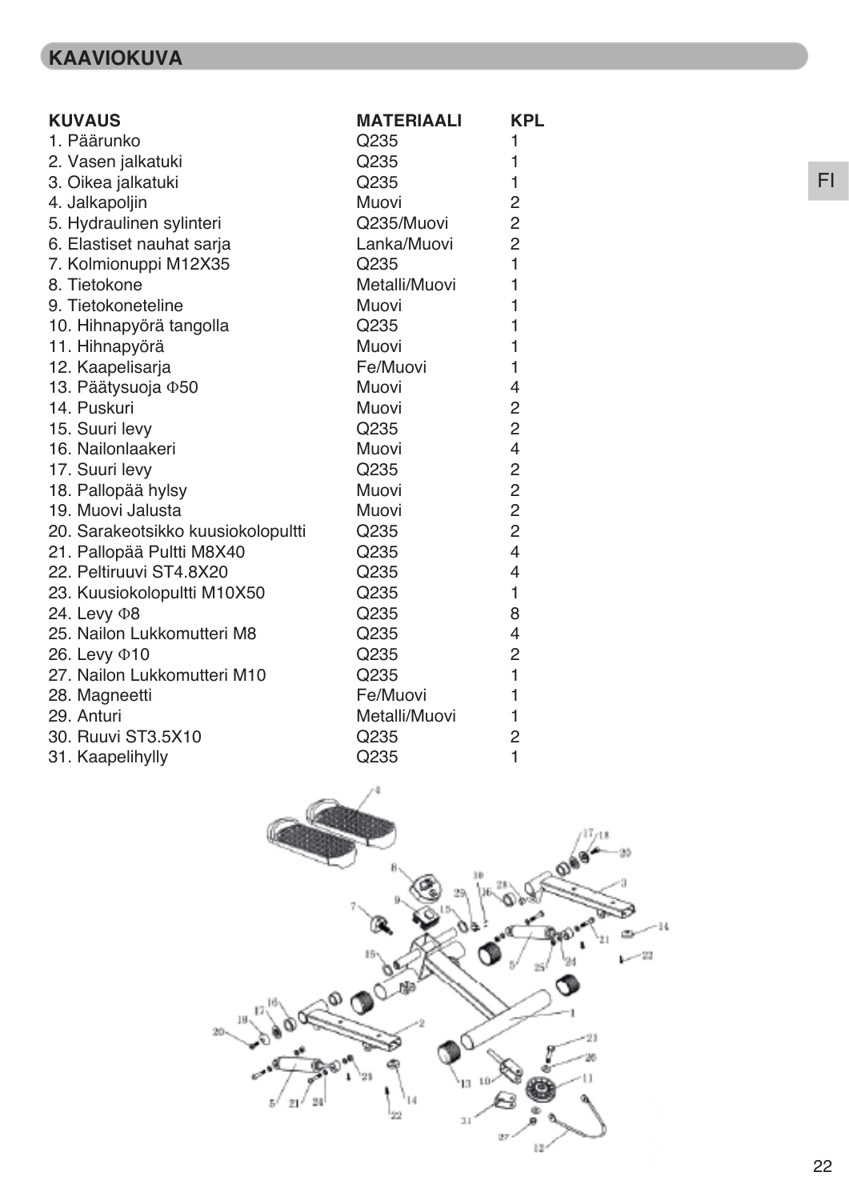## KAAVIOKUVA

| KUVAUS | MATERIAALI | KPL |
|---|---|---|
| 1. Päärunko | Q235 | 1 |
| 2. Vasen jalkatuki | Q235 | 1 |
| 3. Oikea jalkatuki | Q235 | 1 |
| 4. Jalkapoljin | Muovi | 2 |
| 5. Hydraulinen sylinteri | Q235/Muovi | 2 |
| 6. Elastiset nauhat sarja | Lanka/Muovi | 2 |
| 7. Kolmionuppi M12X35 | Q235 | 1 |
| 8. Tietokone | Metalli/Muovi | 1 |
| 9. Tietokoneteline | Muovi | 1 |
| 10. Hihnapyörä tangolla | Q235 | 1 |
| 11. Hihnapyörä | Muovi | 1 |
| 12. Kaapelisarja | Fe/Muovi | 1 |
| 13. Päätysuoja Φ50 | Muovi | 4 |
| 14. Puskuri | Muovi | 2 |
| 15. Suuri levy | Q235 | 2 |
| 16. Nailonlaakeri | Muovi | 4 |
| 17. Suuri levy | Q235 | 2 |
| 18. Pallopää hylsy | Muovi | 2 |
| 19. Muovi Jalusta | Muovi | 2 |
| 20. Sarakeotsikko kuusiokolopultti | Q235 | 2 |
| 21. Pallopää Pultti M8X40 | Q235 | 4 |
| 22. Peltiruuvi ST4.8X20 | Q235 | 4 |
| 23. Kuusiokolopultti M10X50 | Q235 | 1 |
| 24. Levy Φ8 | Q235 | 8 |
| 25. Nailon Lukkomutteri M8 | Q235 | 4 |
| 26. Levy Φ10 | Q235 | 2 |
| 27. Nailon Lukkomutteri M10 | Q235 | 1 |
| 28. Magneetti | Fe/Muovi | 1 |
| 29. Anturi | Metalli/Muovi | 1 |
| 30. Ruuvi ST3.5X10 | Q235 | 2 |
| 31. Kaapelihylly | Q235 | 1 |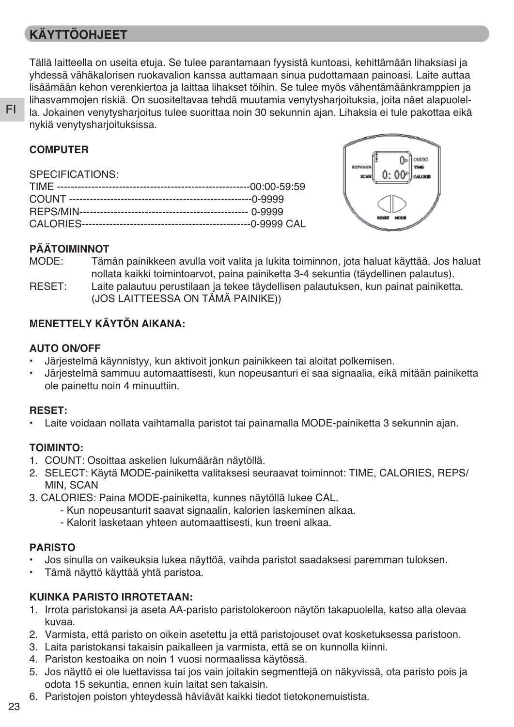## KÄYTTÖOHJEET

Tällä laitteella on useita etuja. Se tulee parantamaan fyysistä kuntoasi, kehittämään lihaksiasi ja yhdessä vähäkalorisen ruokavalion kanssa auttamaan sinua pudottamaan painoasi. Laite auttaa lisäämään kehon verenkiertoa ja laittaa lihakset töihin. Se tulee myös vähentämäänkramppien ja lihasvammojen riskiä. On suositeltavaa tehdä muutamia venytysharjoituksia, joita näet alapuolella. Jokainen venytysharjoitus tulee suorittaa noin 30 sekunnin ajan. Lihaksia ei tule pakottaa eikä nykiä venytysharjoituksissa.

**COMPUTER**

SPECIFICATIONS:
TIME --------------------------------------------------------00:00-59:59
COUNT -----------------------------------------------------0-9999
REPS/MIN------------------------------------------------- 0-9999
CALORIES-------------------------------------------------0-9999 CAL

**PÄÄTOIMINNOT**

MODE: Tämän painikkeen avulla voit valita ja lukita toiminnon, jota haluat käyttää. Jos haluat nollata kaikki toimintoarvot, paina painiketta 3-4 sekuntia (täydellinen palautus).

RESET: Laite palautuu perustilaan ja tekee täydellisen palautuksen, kun painat painiketta. (JOS LAITTEESSA ON TÄMÄ PAINIKE))

**MENETTELY KÄYTÖN AIKANA:**

**AUTO ON/OFF**

- Järjestelmä käynnistyy, kun aktivoit jonkun painikkeen tai aloitat polkemisen.
- Järjestelmä sammuu automaattisesti, kun nopeusanturi ei saa signaalia, eikä mitään painiketta ole painettu noin 4 minuuttiin.

**RESET:**

- Laite voidaan nollata vaihtamalla paristot tai painamalla MODE-painiketta 3 sekunnin ajan.

**TOIMINTO:**

1. COUNT: Osoittaa askelien lukumäärän näytöllä.
2. SELECT: Käytä MODE-painiketta valitaksesi seuraavat toiminnot: TIME, CALORIES, REPS/MIN, SCAN
3. CALORIES: Paina MODE-painiketta, kunnes näytöllä lukee CAL.
   - Kun nopeusanturit saavat signaalin, kalorien laskeminen alkaa.
   - Kalorit lasketaan yhteen automaattisesti, kun treeni alkaa.

**PARISTO**

- Jos sinulla on vaikeuksia lukea näyttöä, vaihda paristot saadaksesi paremman tuloksen.
- Tämä näyttö käyttää yhtä paristoa.

**KUINKA PARISTO IRROTETAAN:**

1. Irrota paristokansi ja aseta AA-paristo paristolokeroon näytön takapuolella, katso alla olevaa kuvaa.
2. Varmista, että paristo on oikein asetettu ja että paristojouset ovat kosketuksessa paristoon.
3. Laita paristokansi takaisin paikalleen ja varmista, että se on kunnolla kiinni.
4. Pariston kestoaika on noin 1 vuosi normaalissa käytössä.
5. Jos näyttö ei ole luettavissa tai jos vain joitakin segmenttejä on näkyvissä, ota paristo pois ja odota 15 sekuntia, ennen kuin laitat sen takaisin.
6. Paristojen poiston yhteydessä häviävät kaikki tiedot tietokonemuistista.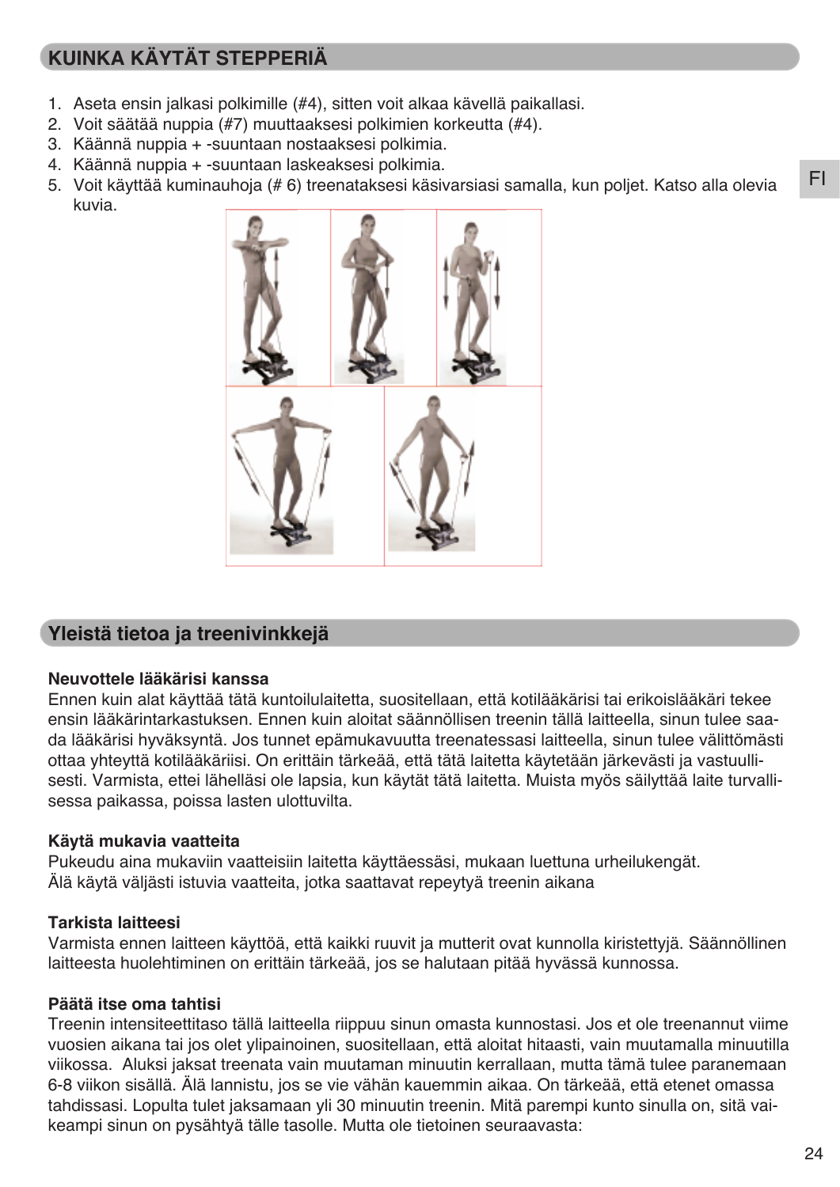## KUINKA KÄYTÄT STEPPERIÄ

1. Aseta ensin jalkasi polkimille (#4), sitten voit alkaa kävellä paikallasi.
2. Voit säätää nuppia (#7) muuttaaksesi polkimien korkeutta (#4).
3. Käännä nuppia + -suuntaan nostaaksesi polkimia.
4. Käännä nuppia + -suuntaan laskeaksesi polkimia.
5. Voit käyttää kuminauhoja (# 6) treenataksesi käsivarsiasi samalla, kun poljet. Katso alla olevia kuvia.

## Yleistä tietoa ja treenivinkkejä

**Neuvottele lääkärisi kanssa**
Ennen kuin alat käyttää tätä kuntoilulaitetta, suositellaan, että kotilääkärisi tai erikoislääkäri tekee ensin lääkärintarkastuksen. Ennen kuin aloitat säännöllisen treenin tällä laitteella, sinun tulee saada lääkärisi hyväksyntä. Jos tunnet epämukavuutta treenatessasi laitteella, sinun tulee välittömästi ottaa yhteyttä kotilääkäriisi. On erittäin tärkeää, että tätä laitetta käytetään järkevästi ja vastuullisesti. Varmista, ettei lähelläsi ole lapsia, kun käytät tätä laitetta. Muista myös säilyttää laite turvallisessa paikassa, poissa lasten ulottuvilta.

**Käytä mukavia vaatteita**
Pukeudu aina mukaviin vaatteisiin laitetta käyttäessäsi, mukaan luettuna urheilukengät.
Älä käytä väljästi istuvia vaatteita, jotka saattavat repeytyä treenin aikana

**Tarkista laitteesi**
Varmista ennen laitteen käyttöä, että kaikki ruuvit ja mutterit ovat kunnolla kiristettyjä. Säännöllinen laitteesta huolehtiminen on erittäin tärkeää, jos se halutaan pitää hyvässä kunnossa.

**Päätä itse oma tahtisi**
Treenin intensiteettitaso tällä laitteella riippuu sinun omasta kunnostasi. Jos et ole treenannut viime vuosien aikana tai jos olet ylipainoinen, suositellaan, että aloitat hitaasti, vain muutamalla minuutilla viikossa. Aluksi jaksat treenata vain muutaman minuutin kerrallaan, mutta tämä tulee paranemaan 6-8 viikon sisällä. Älä lannistu, jos se vie vähän kauemmin aikaa. On tärkeää, että etenet omassa tahdissasi. Lopulta tulet jaksamaan yli 30 minuutin treenin. Mitä parempi kunto sinulla on, sitä vaikeampi sinun on pysähtyä tälle tasolle. Mutta ole tietoinen seuraavasta: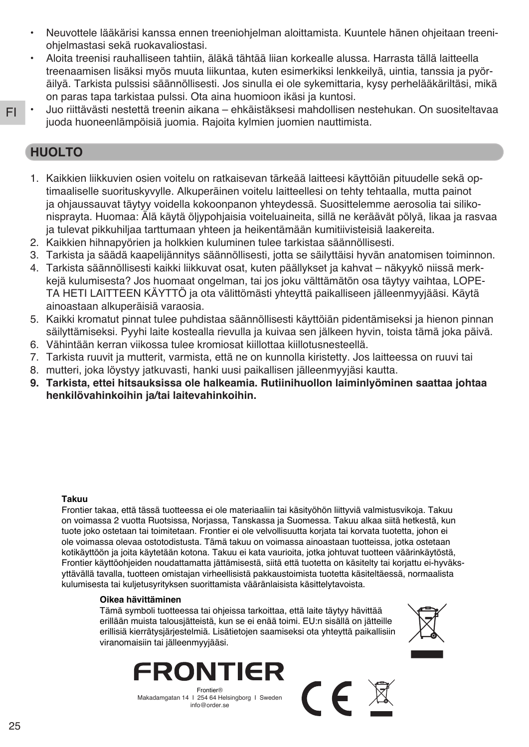- Neuvottele lääkärisi kanssa ennen treeniohjelman aloittamista. Kuuntele hänen ohjeitaan treeniohjelmastasi sekä ruokavaliostasi.
- Aloita treenisi rauhalliseen tahtiin, äläkä tähtää liian korkealle alussa. Harrasta tällä laitteella treenaamisen lisäksi myös muuta liikuntaa, kuten esimerkiksi lenkkeilyä, uintia, tanssia ja pyöräilyä. Tarkista pulssisi säännöllisesti. Jos sinulla ei ole sykemittaria, kysy perhelääkäriltäsi, mikä on paras tapa tarkistaa pulssi. Ota aina huomioon ikäsi ja kuntosi.
- Juo riittävästi nestettä treenin aikana – ehkäistäksesi mahdollisen nestehukan. On suositeltavaa juoda huoneenlämpöisiä juomia. Rajoita kylmien juomien nauttimista.

## HUOLTO

1. Kaikkien liikkuvien osien voitelu on ratkaisevan tärkeää laitteesi käyttöiän pituudelle sekä optimaaliselle suorituskyvylle. Alkuperäinen voitelu laitteellesi on tehty tehtaalla, mutta painot ja ohjaussauvat täytyy voidella kokoonpanon yhteydessä. Suosittelemme aerosolia tai silikonisprayta. Huomaa: Älä käytä öljypohjaisia voiteluaineita, sillä ne keräävät pölyä, likaa ja rasvaa ja tulevat pikkuhiljaa tarttumaan yhteen ja heikentämään kumitiivisteisiä laakereita.
2. Kaikkien hihnapyörien ja holkkien kuluminen tulee tarkistaa säännöllisesti.
3. Tarkista ja säädä kaapelijännitys säännöllisesti, jotta se säilyttäisi hyvän anatomisen toiminnon.
4. Tarkista säännöllisesti kaikki liikkuvat osat, kuten päällykset ja kahvat – näkyykö niissä merkkejä kulumisesta? Jos huomaat ongelman, tai jos joku välttämätön osa täytyy vaihtaa, LOPETA HETI LAITTEEN KÄYTTÖ ja ota välittömästi yhteyttä paikalliseen jälleenmyyjääsi. Käytä ainoastaan alkuperäisiä varaosia.
5. Kaikki kromatut pinnat tulee puhdistaa säännöllisesti käyttöiän pidentämiseksi ja hienon pinnan säilyttämiseksi. Pyyhi laite kostealla rievulla ja kuivaa sen jälkeen hyvin, toista tämä joka päivä.
6. Vähintään kerran viikossa tulee kromiosat kiillottaa kiillotusnesteellä.
7. Tarkista ruuvit ja mutterit, varmista, että ne on kunnolla kiristetty. Jos laitteessa on ruuvi tai
8. mutteri, joka löystyy jatkuvasti, hanki uusi paikallisen jälleenmyyjäsi kautta.
9. **Tarkista, ettei hitsauksissa ole halkeamia. Rutiinihuollon laiminlyöminen saattaa johtaa henkilövahinkoihin ja/tai laitevahinkoihin.**

**Takuu**

Frontier takaa, että tässä tuotteessa ei ole materiaaliin tai käsityöhön liittyviä valmistusvikoja. Takuu on voimassa 2 vuotta Ruotsissa, Norjassa, Tanskassa ja Suomessa. Takuu alkaa siitä hetkestä, kun tuote joko ostetaan tai toimitetaan. Frontier ei ole velvollisuutta korjata tai korvata tuotetta, johon ei ole voimassa olevaa ostotodistusta. Tämä takuu on voimassa ainoastaan tuotteissa, jotka ostetaan kotikäyttöön ja joita käytetään kotona. Takuu ei kata vaurioita, jotka johtuvat tuotteen väärinkäytöstä, Frontier käyttöohjeiden noudattamatta jättämisestä, siitä että tuotetta on käsitelty tai korjattu ei-hyväksyttävällä tavalla, tuotteen omistajan virheellisistä pakkaustoimista tuotetta käsiteltäessä, normaalista kulumisesta tai kuljetusyrityksen suorittamista vääränlaisista käsittelytavoista.

**Oikea hävittäminen**

Tämä symboli tuotteessa tai ohjeissa tarkoittaa, että laite täytyy hävittää erillään muista talousjätteistä, kun se ei enää toimi. EU:n sisällä on jätteille erillisiä kierrätysjärjestelmiä. Lisätietojen saamiseksi ota yhteyttä paikallisiin viranomaisiin tai jälleenmyyjääsi.

FRONTIER

Frontier®
Makadamgatan 14 I 254 64 Helsingborg I Sweden
info@order.se